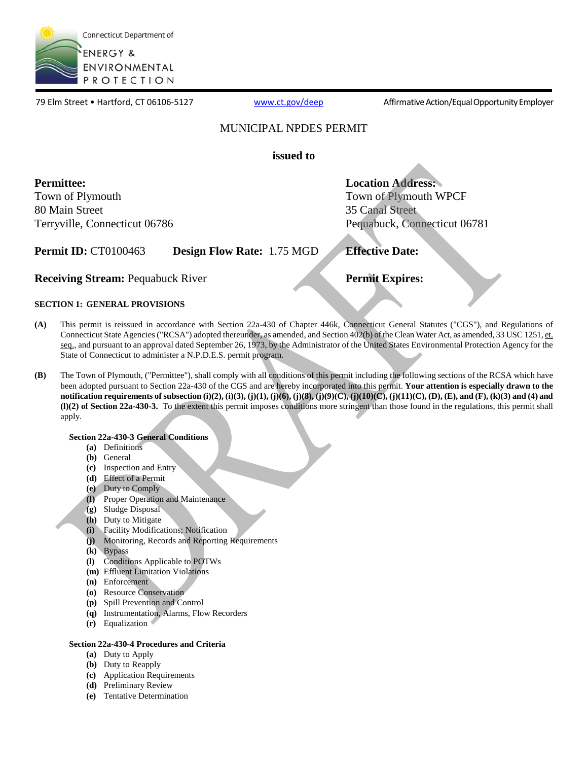Connecticut Department of ENERGY & ENVIRONMENTAL PROTECTION

79 Elm Street • Hartford, CT 06106-5127    www.ct.gov/deep    Affirmative Action/Equal Opportunity Employer

# MUNICIPAL NPDES PERMIT

**issued to**

**Permittee:**
Town of Plymouth
80 Main Street
Terryville, Connecticut 06786

**Location Address:**
Town of Plymouth WPCF
35 Canal Street
Pequabuck, Connecticut 06781

**Permit ID:** CT0100463    **Design Flow Rate:** 1.75 MGD    **Effective Date:**

**Receiving Stream:** Pequabuck River    **Permit Expires:**

## SECTION 1: GENERAL PROVISIONS

**(A)** This permit is reissued in accordance with Section 22a-430 of Chapter 446k, Connecticut General Statutes ("CGS"), and Regulations of Connecticut State Agencies ("RCSA") adopted thereunder, as amended, and Section 402(b) of the Clean Water Act, as amended, 33 USC 1251, et. seq., and pursuant to an approval dated September 26, 1973, by the Administrator of the United States Environmental Protection Agency for the State of Connecticut to administer a N.P.D.E.S. permit program.

**(B)** The Town of Plymouth, ("Permittee"), shall comply with all conditions of this permit including the following sections of the RCSA which have been adopted pursuant to Section 22a-430 of the CGS and are hereby incorporated into this permit. **Your attention is especially drawn to the notification requirements of subsection (i)(2), (i)(3), (j)(1), (j)(6), (j)(8), (j)(9)(C), (j)(10)(C), (j)(11)(C), (D), (E), and (F), (k)(3) and (4) and (l)(2) of Section 22a-430-3.** To the extent this permit imposes conditions more stringent than those found in the regulations, this permit shall apply.

**Section 22a-430-3 General Conditions**

- **(a)** Definitions
- **(b)** General
- **(c)** Inspection and Entry
- **(d)** Effect of a Permit
- **(e)** Duty to Comply
- **(f)** Proper Operation and Maintenance
- **(g)** Sludge Disposal
- **(h)** Duty to Mitigate
- **(i)** Facility Modifications; Notification
- **(j)** Monitoring, Records and Reporting Requirements
- **(k)** Bypass
- **(l)** Conditions Applicable to POTWs
- **(m)** Effluent Limitation Violations
- **(n)** Enforcement
- **(o)** Resource Conservation
- **(p)** Spill Prevention and Control
- **(q)** Instrumentation, Alarms, Flow Recorders
- **(r)** Equalization

**Section 22a-430-4 Procedures and Criteria**

- **(a)** Duty to Apply
- **(b)** Duty to Reapply
- **(c)** Application Requirements
- **(d)** Preliminary Review
- **(e)** Tentative Determination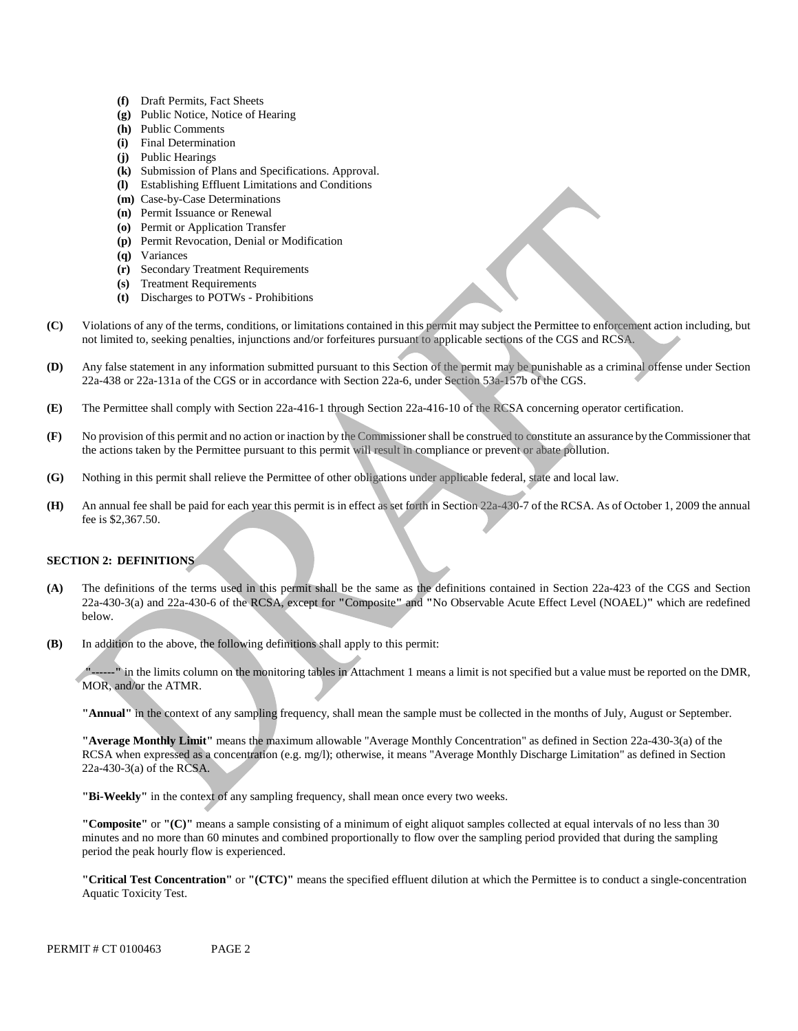- **(f)** Draft Permits, Fact Sheets
- **(g)** Public Notice, Notice of Hearing
- **(h)** Public Comments
- **(i)** Final Determination
- **(j)** Public Hearings
- **(k)** Submission of Plans and Specifications. Approval.
- **(l)** Establishing Effluent Limitations and Conditions
- **(m)** Case-by-Case Determinations
- **(n)** Permit Issuance or Renewal
- **(o)** Permit or Application Transfer
- **(p)** Permit Revocation, Denial or Modification
- **(q)** Variances
- **(r)** Secondary Treatment Requirements
- **(s)** Treatment Requirements
- **(t)** Discharges to POTWs - Prohibitions

**(C)** Violations of any of the terms, conditions, or limitations contained in this permit may subject the Permittee to enforcement action including, but not limited to, seeking penalties, injunctions and/or forfeitures pursuant to applicable sections of the CGS and RCSA.

**(D)** Any false statement in any information submitted pursuant to this Section of the permit may be punishable as a criminal offense under Section 22a-438 or 22a-131a of the CGS or in accordance with Section 22a-6, under Section 53a-157b of the CGS.

**(E)** The Permittee shall comply with Section 22a-416-1 through Section 22a-416-10 of the RCSA concerning operator certification.

**(F)** No provision of this permit and no action or inaction by the Commissioner shall be construed to constitute an assurance by the Commissioner that the actions taken by the Permittee pursuant to this permit will result in compliance or prevent or abate pollution.

**(G)** Nothing in this permit shall relieve the Permittee of other obligations under applicable federal, state and local law.

**(H)** An annual fee shall be paid for each year this permit is in effect as set forth in Section 22a-430-7 of the RCSA. As of October 1, 2009 the annual fee is $2,367.50.

## SECTION 2: DEFINITIONS

**(A)** The definitions of the terms used in this permit shall be the same as the definitions contained in Section 22a-423 of the CGS and Section 22a-430-3(a) and 22a-430-6 of the RCSA, except for **"**Composite**"** and **"**No Observable Acute Effect Level (NOAEL)**"** which are redefined below.

**(B)** In addition to the above, the following definitions shall apply to this permit:

**"------"** in the limits column on the monitoring tables in Attachment 1 means a limit is not specified but a value must be reported on the DMR, MOR, and/or the ATMR.

**"Annual"** in the context of any sampling frequency, shall mean the sample must be collected in the months of July, August or September.

**"Average Monthly Limit"** means the maximum allowable "Average Monthly Concentration" as defined in Section 22a-430-3(a) of the RCSA when expressed as a concentration (e.g. mg/l); otherwise, it means "Average Monthly Discharge Limitation" as defined in Section 22a-430-3(a) of the RCSA.

**"Bi-Weekly"** in the context of any sampling frequency, shall mean once every two weeks.

**"Composite"** or **"(C)"** means a sample consisting of a minimum of eight aliquot samples collected at equal intervals of no less than 30 minutes and no more than 60 minutes and combined proportionally to flow over the sampling period provided that during the sampling period the peak hourly flow is experienced.

**"Critical Test Concentration"** or **"(CTC)"** means the specified effluent dilution at which the Permittee is to conduct a single-concentration Aquatic Toxicity Test.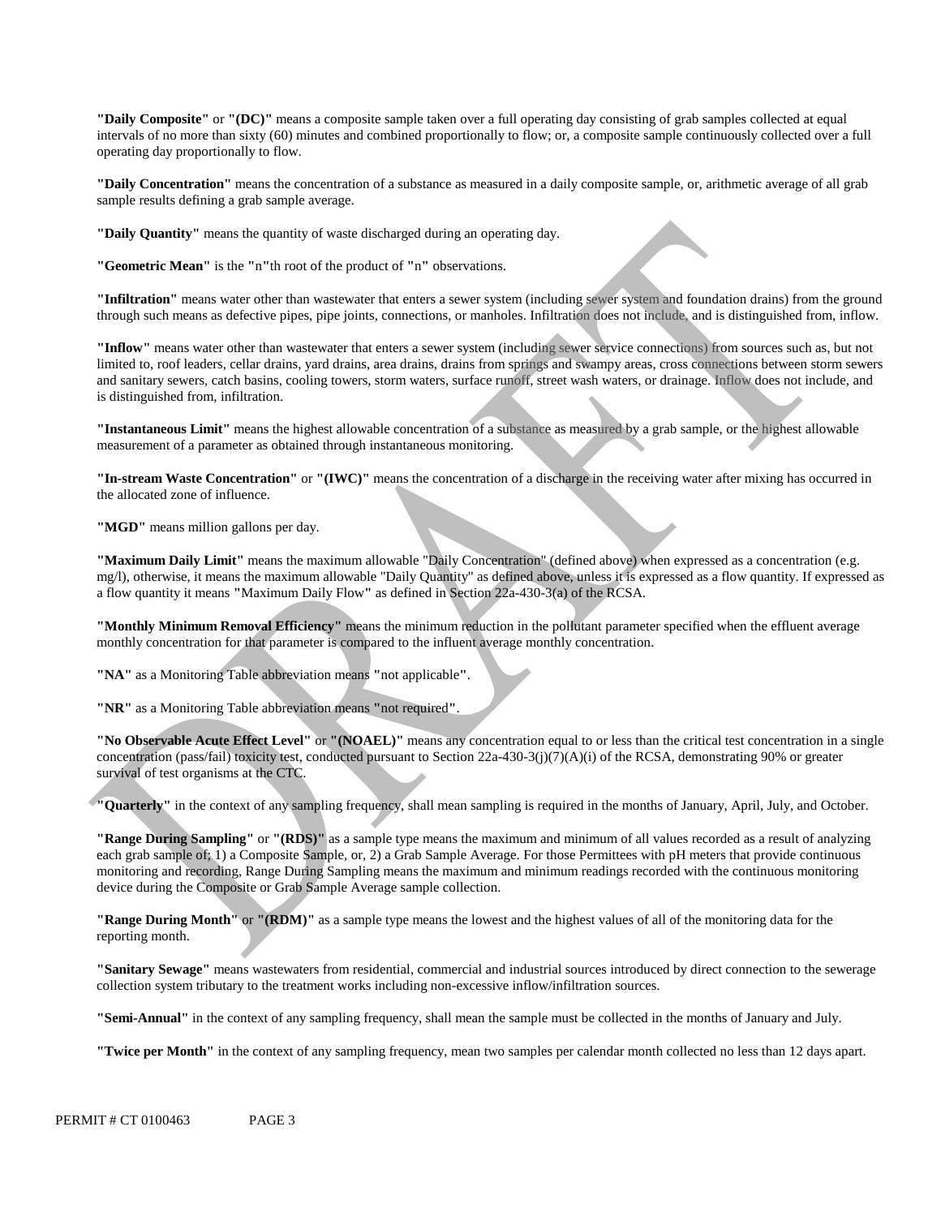**"Daily Composite"** or **"(DC)"** means a composite sample taken over a full operating day consisting of grab samples collected at equal intervals of no more than sixty (60) minutes and combined proportionally to flow; or, a composite sample continuously collected over a full operating day proportionally to flow.

**"Daily Concentration"** means the concentration of a substance as measured in a daily composite sample, or, arithmetic average of all grab sample results defining a grab sample average.

**"Daily Quantity"** means the quantity of waste discharged during an operating day.

**"Geometric Mean"** is the **"**n**"**th root of the product of **"**n**"** observations.

**"Infiltration"** means water other than wastewater that enters a sewer system (including sewer system and foundation drains) from the ground through such means as defective pipes, pipe joints, connections, or manholes. Infiltration does not include, and is distinguished from, inflow.

**"Inflow"** means water other than wastewater that enters a sewer system (including sewer service connections) from sources such as, but not limited to, roof leaders, cellar drains, yard drains, area drains, drains from springs and swampy areas, cross connections between storm sewers and sanitary sewers, catch basins, cooling towers, storm waters, surface runoff, street wash waters, or drainage. Inflow does not include, and is distinguished from, infiltration.

**"Instantaneous Limit"** means the highest allowable concentration of a substance as measured by a grab sample, or the highest allowable measurement of a parameter as obtained through instantaneous monitoring.

**"In-stream Waste Concentration"** or **"(IWC)"** means the concentration of a discharge in the receiving water after mixing has occurred in the allocated zone of influence.

**"MGD"** means million gallons per day.

**"Maximum Daily Limit"** means the maximum allowable "Daily Concentration" (defined above) when expressed as a concentration (e.g. mg/l), otherwise, it means the maximum allowable "Daily Quantity" as defined above, unless it is expressed as a flow quantity. If expressed as a flow quantity it means **"**Maximum Daily Flow**"** as defined in Section 22a-430-3(a) of the RCSA.

**"Monthly Minimum Removal Efficiency"** means the minimum reduction in the pollutant parameter specified when the effluent average monthly concentration for that parameter is compared to the influent average monthly concentration.

**"NA"** as a Monitoring Table abbreviation means **"**not applicable**"**.

**"NR"** as a Monitoring Table abbreviation means **"**not required**"**.

**"No Observable Acute Effect Level"** or **"(NOAEL)"** means any concentration equal to or less than the critical test concentration in a single concentration (pass/fail) toxicity test, conducted pursuant to Section 22a-430-3(j)(7)(A)(i) of the RCSA, demonstrating 90% or greater survival of test organisms at the CTC.

**"Quarterly"** in the context of any sampling frequency, shall mean sampling is required in the months of January, April, July, and October.

**"Range During Sampling"** or **"(RDS)"** as a sample type means the maximum and minimum of all values recorded as a result of analyzing each grab sample of; 1) a Composite Sample, or, 2) a Grab Sample Average. For those Permittees with pH meters that provide continuous monitoring and recording, Range During Sampling means the maximum and minimum readings recorded with the continuous monitoring device during the Composite or Grab Sample Average sample collection.

**"Range During Month"** or **"(RDM)"** as a sample type means the lowest and the highest values of all of the monitoring data for the reporting month.

**"Sanitary Sewage"** means wastewaters from residential, commercial and industrial sources introduced by direct connection to the sewerage collection system tributary to the treatment works including non-excessive inflow/infiltration sources.

**"Semi-Annual"** in the context of any sampling frequency, shall mean the sample must be collected in the months of January and July.

**"Twice per Month"** in the context of any sampling frequency, mean two samples per calendar month collected no less than 12 days apart.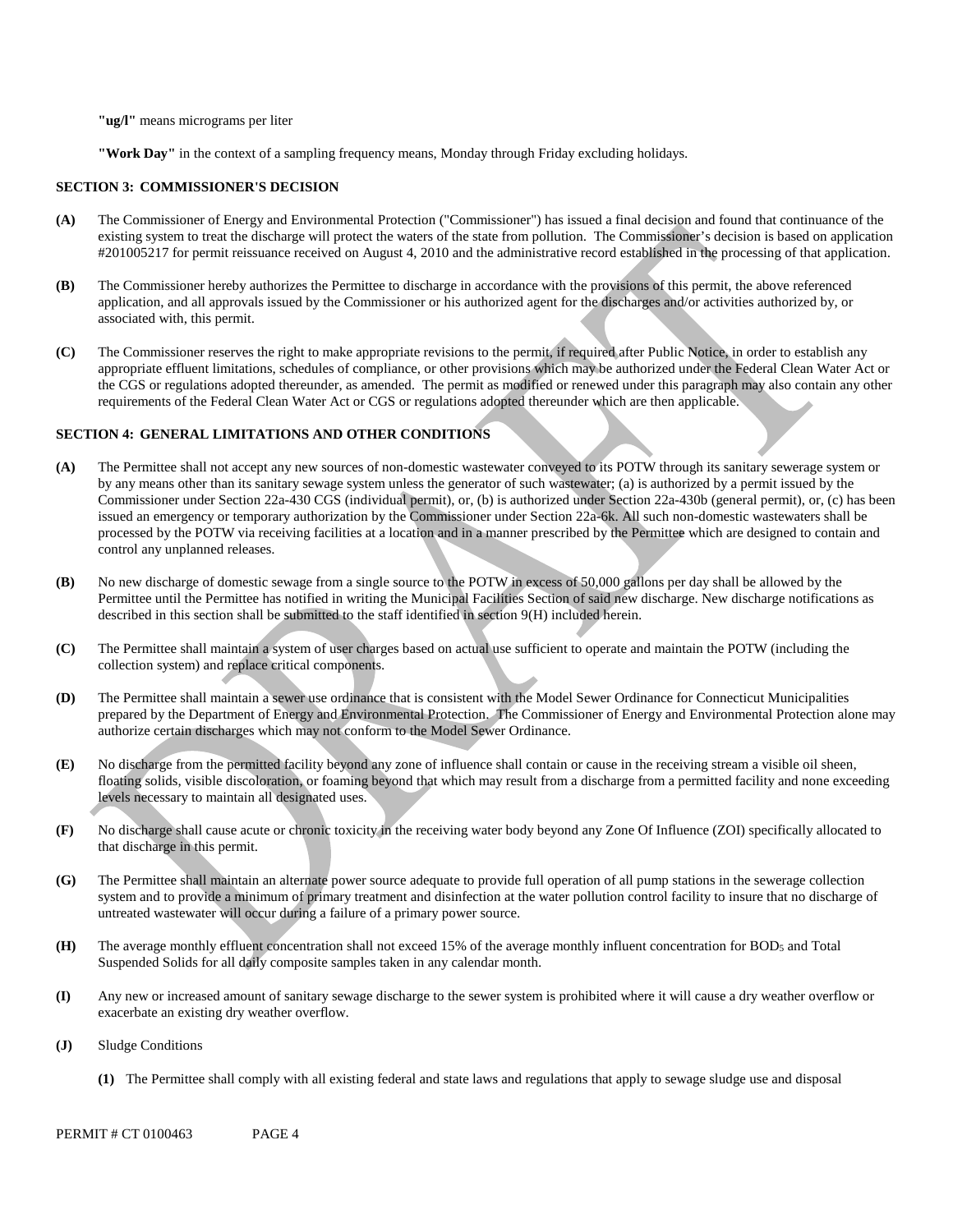**"ug/l"** means micrograms per liter

**"Work Day"** in the context of a sampling frequency means, Monday through Friday excluding holidays.

## SECTION 3: COMMISSIONER'S DECISION

**(A)** The Commissioner of Energy and Environmental Protection ("Commissioner") has issued a final decision and found that continuance of the existing system to treat the discharge will protect the waters of the state from pollution. The Commissioner's decision is based on application #201005217 for permit reissuance received on August 4, 2010 and the administrative record established in the processing of that application.

**(B)** The Commissioner hereby authorizes the Permittee to discharge in accordance with the provisions of this permit, the above referenced application, and all approvals issued by the Commissioner or his authorized agent for the discharges and/or activities authorized by, or associated with, this permit.

**(C)** The Commissioner reserves the right to make appropriate revisions to the permit, if required after Public Notice, in order to establish any appropriate effluent limitations, schedules of compliance, or other provisions which may be authorized under the Federal Clean Water Act or the CGS or regulations adopted thereunder, as amended. The permit as modified or renewed under this paragraph may also contain any other requirements of the Federal Clean Water Act or CGS or regulations adopted thereunder which are then applicable.

## SECTION 4: GENERAL LIMITATIONS AND OTHER CONDITIONS

**(A)** The Permittee shall not accept any new sources of non-domestic wastewater conveyed to its POTW through its sanitary sewerage system or by any means other than its sanitary sewage system unless the generator of such wastewater; (a) is authorized by a permit issued by the Commissioner under Section 22a-430 CGS (individual permit), or, (b) is authorized under Section 22a-430b (general permit), or, (c) has been issued an emergency or temporary authorization by the Commissioner under Section 22a-6k. All such non-domestic wastewaters shall be processed by the POTW via receiving facilities at a location and in a manner prescribed by the Permittee which are designed to contain and control any unplanned releases.

**(B)** No new discharge of domestic sewage from a single source to the POTW in excess of 50,000 gallons per day shall be allowed by the Permittee until the Permittee has notified in writing the Municipal Facilities Section of said new discharge. New discharge notifications as described in this section shall be submitted to the staff identified in section 9(H) included herein.

**(C)** The Permittee shall maintain a system of user charges based on actual use sufficient to operate and maintain the POTW (including the collection system) and replace critical components.

**(D)** The Permittee shall maintain a sewer use ordinance that is consistent with the Model Sewer Ordinance for Connecticut Municipalities prepared by the Department of Energy and Environmental Protection. The Commissioner of Energy and Environmental Protection alone may authorize certain discharges which may not conform to the Model Sewer Ordinance.

**(E)** No discharge from the permitted facility beyond any zone of influence shall contain or cause in the receiving stream a visible oil sheen, floating solids, visible discoloration, or foaming beyond that which may result from a discharge from a permitted facility and none exceeding levels necessary to maintain all designated uses.

**(F)** No discharge shall cause acute or chronic toxicity in the receiving water body beyond any Zone Of Influence (ZOI) specifically allocated to that discharge in this permit.

**(G)** The Permittee shall maintain an alternate power source adequate to provide full operation of all pump stations in the sewerage collection system and to provide a minimum of primary treatment and disinfection at the water pollution control facility to insure that no discharge of untreated wastewater will occur during a failure of a primary power source.

**(H)** The average monthly effluent concentration shall not exceed 15% of the average monthly influent concentration for $BOD_5$ and Total Suspended Solids for all daily composite samples taken in any calendar month.

**(I)** Any new or increased amount of sanitary sewage discharge to the sewer system is prohibited where it will cause a dry weather overflow or exacerbate an existing dry weather overflow.

**(J)** Sludge Conditions

**(1)** The Permittee shall comply with all existing federal and state laws and regulations that apply to sewage sludge use and disposal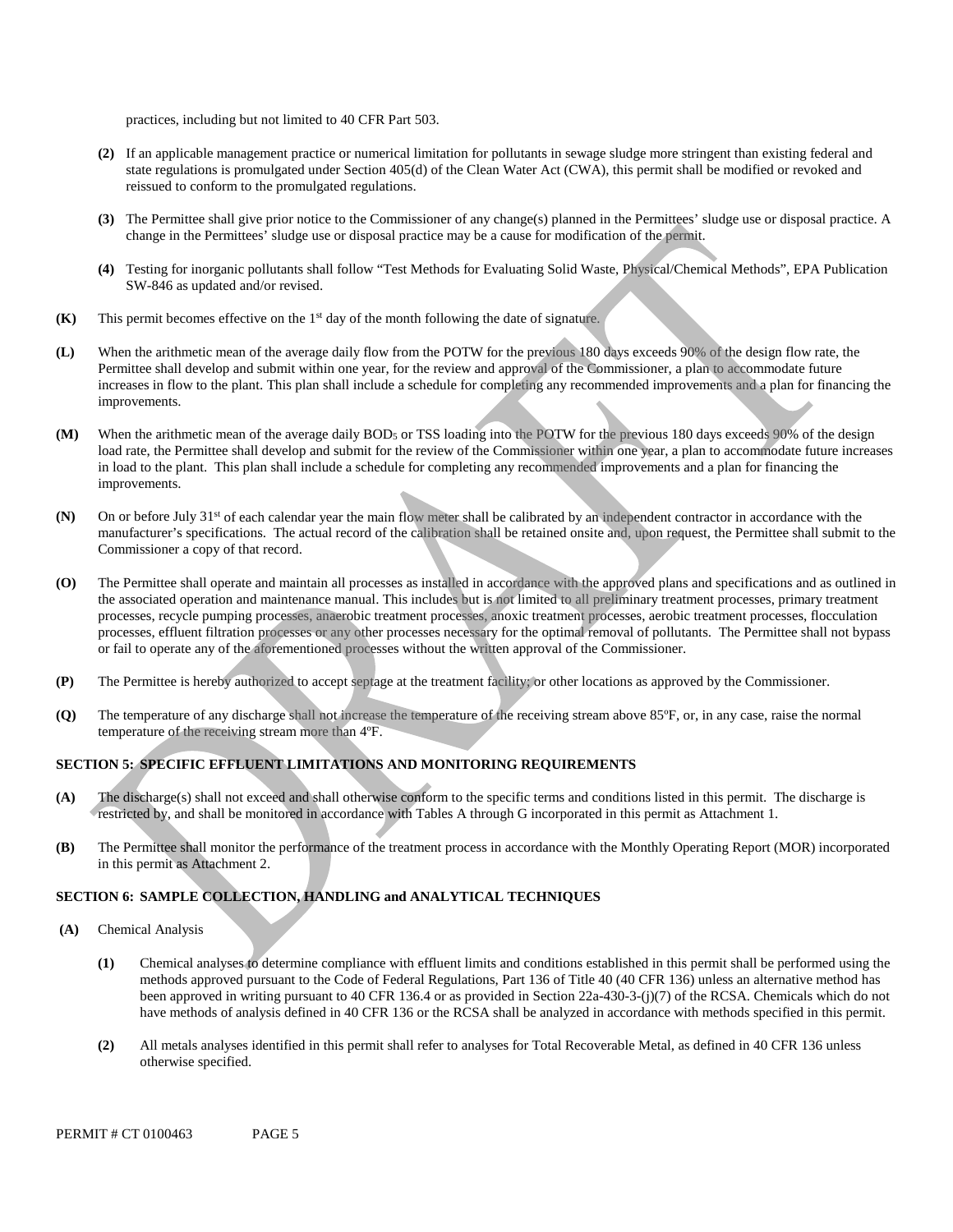practices, including but not limited to 40 CFR Part 503.

**(2)** If an applicable management practice or numerical limitation for pollutants in sewage sludge more stringent than existing federal and state regulations is promulgated under Section 405(d) of the Clean Water Act (CWA), this permit shall be modified or revoked and reissued to conform to the promulgated regulations.

**(3)** The Permittee shall give prior notice to the Commissioner of any change(s) planned in the Permittees' sludge use or disposal practice. A change in the Permittees' sludge use or disposal practice may be a cause for modification of the permit.

**(4)** Testing for inorganic pollutants shall follow "Test Methods for Evaluating Solid Waste, Physical/Chemical Methods", EPA Publication SW-846 as updated and/or revised.

**(K)** This permit becomes effective on the 1st day of the month following the date of signature.

**(L)** When the arithmetic mean of the average daily flow from the POTW for the previous 180 days exceeds 90% of the design flow rate, the Permittee shall develop and submit within one year, for the review and approval of the Commissioner, a plan to accommodate future increases in flow to the plant. This plan shall include a schedule for completing any recommended improvements and a plan for financing the improvements.

**(M)** When the arithmetic mean of the average daily $BOD_5$ or TSS loading into the POTW for the previous 180 days exceeds 90% of the design load rate, the Permittee shall develop and submit for the review of the Commissioner within one year, a plan to accommodate future increases in load to the plant. This plan shall include a schedule for completing any recommended improvements and a plan for financing the improvements.

**(N)** On or before July 31st of each calendar year the main flow meter shall be calibrated by an independent contractor in accordance with the manufacturer's specifications. The actual record of the calibration shall be retained onsite and, upon request, the Permittee shall submit to the Commissioner a copy of that record.

**(O)** The Permittee shall operate and maintain all processes as installed in accordance with the approved plans and specifications and as outlined in the associated operation and maintenance manual. This includes but is not limited to all preliminary treatment processes, primary treatment processes, recycle pumping processes, anaerobic treatment processes, anoxic treatment processes, aerobic treatment processes, flocculation processes, effluent filtration processes or any other processes necessary for the optimal removal of pollutants. The Permittee shall not bypass or fail to operate any of the aforementioned processes without the written approval of the Commissioner.

**(P)** The Permittee is hereby authorized to accept septage at the treatment facility; or other locations as approved by the Commissioner.

**(Q)** The temperature of any discharge shall not increase the temperature of the receiving stream above 85ºF, or, in any case, raise the normal temperature of the receiving stream more than 4ºF.

## SECTION 5: SPECIFIC EFFLUENT LIMITATIONS AND MONITORING REQUIREMENTS

**(A)** The discharge(s) shall not exceed and shall otherwise conform to the specific terms and conditions listed in this permit. The discharge is restricted by, and shall be monitored in accordance with Tables A through G incorporated in this permit as Attachment 1.

**(B)** The Permittee shall monitor the performance of the treatment process in accordance with the Monthly Operating Report (MOR) incorporated in this permit as Attachment 2.

## SECTION 6: SAMPLE COLLECTION, HANDLING and ANALYTICAL TECHNIQUES

**(A)** Chemical Analysis

**(1)** Chemical analyses to determine compliance with effluent limits and conditions established in this permit shall be performed using the methods approved pursuant to the Code of Federal Regulations, Part 136 of Title 40 (40 CFR 136) unless an alternative method has been approved in writing pursuant to 40 CFR 136.4 or as provided in Section 22a-430-3-(j)(7) of the RCSA. Chemicals which do not have methods of analysis defined in 40 CFR 136 or the RCSA shall be analyzed in accordance with methods specified in this permit.

**(2)** All metals analyses identified in this permit shall refer to analyses for Total Recoverable Metal, as defined in 40 CFR 136 unless otherwise specified.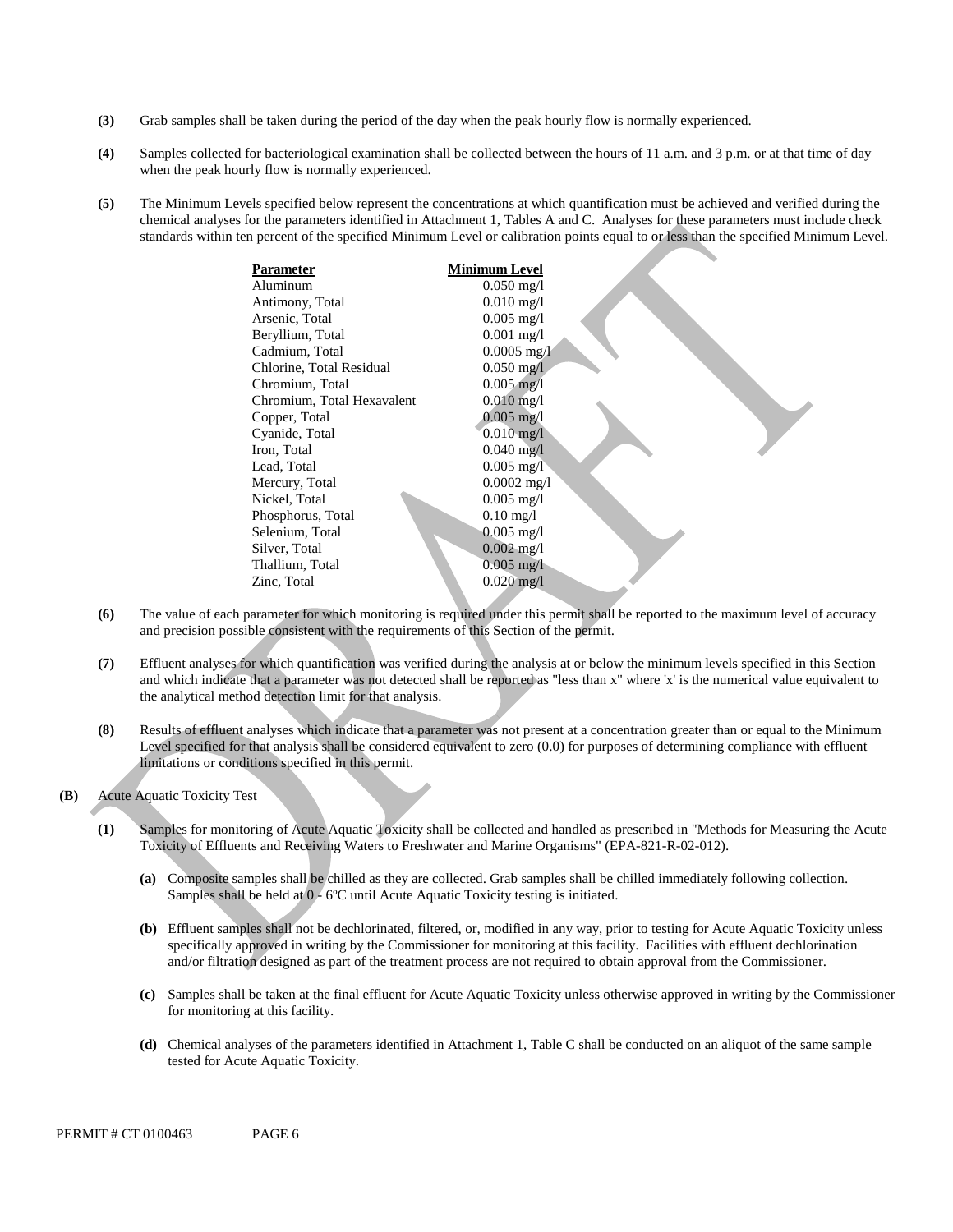**(3)** Grab samples shall be taken during the period of the day when the peak hourly flow is normally experienced.

**(4)** Samples collected for bacteriological examination shall be collected between the hours of 11 a.m. and 3 p.m. or at that time of day when the peak hourly flow is normally experienced.

**(5)** The Minimum Levels specified below represent the concentrations at which quantification must be achieved and verified during the chemical analyses for the parameters identified in Attachment 1, Tables A and C. Analyses for these parameters must include check standards within ten percent of the specified Minimum Level or calibration points equal to or less than the specified Minimum Level.

| Parameter | Minimum Level |
|---|---|
| Aluminum | 0.050 mg/l |
| Antimony, Total | 0.010 mg/l |
| Arsenic, Total | 0.005 mg/l |
| Beryllium, Total | 0.001 mg/l |
| Cadmium, Total | 0.0005 mg/l |
| Chlorine, Total Residual | 0.050 mg/l |
| Chromium, Total | 0.005 mg/l |
| Chromium, Total Hexavalent | 0.010 mg/l |
| Copper, Total | 0.005 mg/l |
| Cyanide, Total | 0.010 mg/l |
| Iron, Total | 0.040 mg/l |
| Lead, Total | 0.005 mg/l |
| Mercury, Total | 0.0002 mg/l |
| Nickel, Total | 0.005 mg/l |
| Phosphorus, Total | 0.10 mg/l |
| Selenium, Total | 0.005 mg/l |
| Silver, Total | 0.002 mg/l |
| Thallium, Total | 0.005 mg/l |
| Zinc, Total | 0.020 mg/l |

**(6)** The value of each parameter for which monitoring is required under this permit shall be reported to the maximum level of accuracy and precision possible consistent with the requirements of this Section of the permit.

**(7)** Effluent analyses for which quantification was verified during the analysis at or below the minimum levels specified in this Section and which indicate that a parameter was not detected shall be reported as "less than x" where 'x' is the numerical value equivalent to the analytical method detection limit for that analysis.

**(8)** Results of effluent analyses which indicate that a parameter was not present at a concentration greater than or equal to the Minimum Level specified for that analysis shall be considered equivalent to zero (0.0) for purposes of determining compliance with effluent limitations or conditions specified in this permit.

**(B)** Acute Aquatic Toxicity Test

**(1)** Samples for monitoring of Acute Aquatic Toxicity shall be collected and handled as prescribed in "Methods for Measuring the Acute Toxicity of Effluents and Receiving Waters to Freshwater and Marine Organisms" (EPA-821-R-02-012).

**(a)** Composite samples shall be chilled as they are collected. Grab samples shall be chilled immediately following collection. Samples shall be held at 0 - 6ºC until Acute Aquatic Toxicity testing is initiated.

**(b)** Effluent samples shall not be dechlorinated, filtered, or, modified in any way, prior to testing for Acute Aquatic Toxicity unless specifically approved in writing by the Commissioner for monitoring at this facility. Facilities with effluent dechlorination and/or filtration designed as part of the treatment process are not required to obtain approval from the Commissioner.

**(c)** Samples shall be taken at the final effluent for Acute Aquatic Toxicity unless otherwise approved in writing by the Commissioner for monitoring at this facility.

**(d)** Chemical analyses of the parameters identified in Attachment 1, Table C shall be conducted on an aliquot of the same sample tested for Acute Aquatic Toxicity.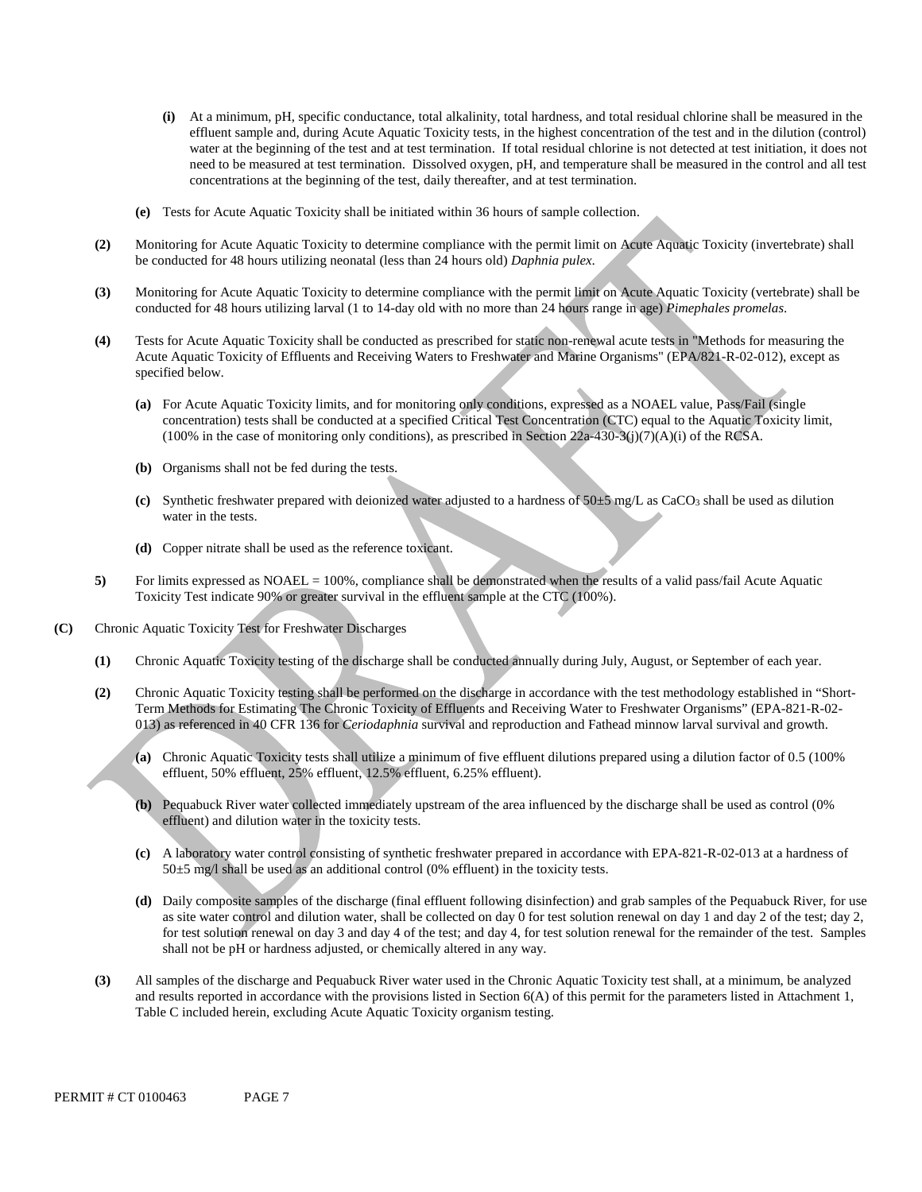**(i)** At a minimum, pH, specific conductance, total alkalinity, total hardness, and total residual chlorine shall be measured in the effluent sample and, during Acute Aquatic Toxicity tests, in the highest concentration of the test and in the dilution (control) water at the beginning of the test and at test termination. If total residual chlorine is not detected at test initiation, it does not need to be measured at test termination. Dissolved oxygen, pH, and temperature shall be measured in the control and all test concentrations at the beginning of the test, daily thereafter, and at test termination.

**(e)** Tests for Acute Aquatic Toxicity shall be initiated within 36 hours of sample collection.

**(2)** Monitoring for Acute Aquatic Toxicity to determine compliance with the permit limit on Acute Aquatic Toxicity (invertebrate) shall be conducted for 48 hours utilizing neonatal (less than 24 hours old) *Daphnia pulex*.

**(3)** Monitoring for Acute Aquatic Toxicity to determine compliance with the permit limit on Acute Aquatic Toxicity (vertebrate) shall be conducted for 48 hours utilizing larval (1 to 14-day old with no more than 24 hours range in age) *Pimephales promelas*.

**(4)** Tests for Acute Aquatic Toxicity shall be conducted as prescribed for static non-renewal acute tests in "Methods for measuring the Acute Aquatic Toxicity of Effluents and Receiving Waters to Freshwater and Marine Organisms" (EPA/821-R-02-012), except as specified below.

**(a)** For Acute Aquatic Toxicity limits, and for monitoring only conditions, expressed as a NOAEL value, Pass/Fail (single concentration) tests shall be conducted at a specified Critical Test Concentration (CTC) equal to the Aquatic Toxicity limit, (100% in the case of monitoring only conditions), as prescribed in Section 22a-430-3(j)(7)(A)(i) of the RCSA.

**(b)** Organisms shall not be fed during the tests.

**(c)** Synthetic freshwater prepared with deionized water adjusted to a hardness of 50±5 mg/L as $CaCO_3$ shall be used as dilution water in the tests.

**(d)** Copper nitrate shall be used as the reference toxicant.

**5)** For limits expressed as NOAEL = 100%, compliance shall be demonstrated when the results of a valid pass/fail Acute Aquatic Toxicity Test indicate 90% or greater survival in the effluent sample at the CTC (100%).

**(C)** Chronic Aquatic Toxicity Test for Freshwater Discharges

**(1)** Chronic Aquatic Toxicity testing of the discharge shall be conducted annually during July, August, or September of each year.

**(2)** Chronic Aquatic Toxicity testing shall be performed on the discharge in accordance with the test methodology established in "Short-Term Methods for Estimating The Chronic Toxicity of Effluents and Receiving Water to Freshwater Organisms" (EPA-821-R-02-013) as referenced in 40 CFR 136 for *Ceriodaphnia* survival and reproduction and Fathead minnow larval survival and growth.

**(a)** Chronic Aquatic Toxicity tests shall utilize a minimum of five effluent dilutions prepared using a dilution factor of 0.5 (100% effluent, 50% effluent, 25% effluent, 12.5% effluent, 6.25% effluent).

**(b)** Pequabuck River water collected immediately upstream of the area influenced by the discharge shall be used as control (0% effluent) and dilution water in the toxicity tests.

**(c)** A laboratory water control consisting of synthetic freshwater prepared in accordance with EPA-821-R-02-013 at a hardness of 50±5 mg/l shall be used as an additional control (0% effluent) in the toxicity tests.

**(d)** Daily composite samples of the discharge (final effluent following disinfection) and grab samples of the Pequabuck River, for use as site water control and dilution water, shall be collected on day 0 for test solution renewal on day 1 and day 2 of the test; day 2, for test solution renewal on day 3 and day 4 of the test; and day 4, for test solution renewal for the remainder of the test. Samples shall not be pH or hardness adjusted, or chemically altered in any way.

**(3)** All samples of the discharge and Pequabuck River water used in the Chronic Aquatic Toxicity test shall, at a minimum, be analyzed and results reported in accordance with the provisions listed in Section 6(A) of this permit for the parameters listed in Attachment 1, Table C included herein, excluding Acute Aquatic Toxicity organism testing.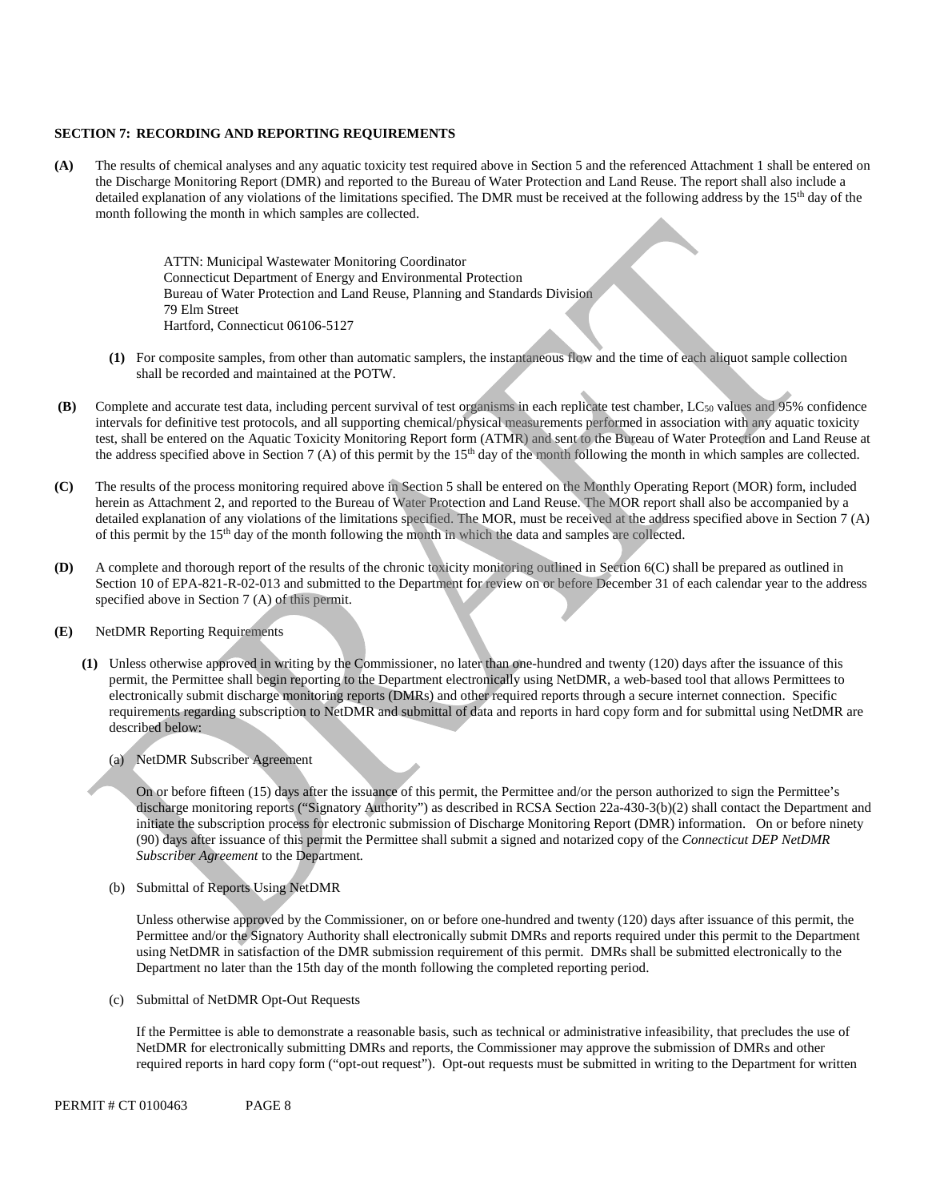### SECTION 7: RECORDING AND REPORTING REQUIREMENTS

**(A)** The results of chemical analyses and any aquatic toxicity test required above in Section 5 and the referenced Attachment 1 shall be entered on the Discharge Monitoring Report (DMR) and reported to the Bureau of Water Protection and Land Reuse. The report shall also include a detailed explanation of any violations of the limitations specified. The DMR must be received at the following address by the 15th day of the month following the month in which samples are collected.

> ATTN: Municipal Wastewater Monitoring Coordinator
> Connecticut Department of Energy and Environmental Protection
> Bureau of Water Protection and Land Reuse, Planning and Standards Division
> 79 Elm Street
> Hartford, Connecticut 06106-5127

**(1)** For composite samples, from other than automatic samplers, the instantaneous flow and the time of each aliquot sample collection shall be recorded and maintained at the POTW.

**(B)** Complete and accurate test data, including percent survival of test organisms in each replicate test chamber, $LC_{50}$ values and 95% confidence intervals for definitive test protocols, and all supporting chemical/physical measurements performed in association with any aquatic toxicity test, shall be entered on the Aquatic Toxicity Monitoring Report form (ATMR) and sent to the Bureau of Water Protection and Land Reuse at the address specified above in Section 7 (A) of this permit by the 15th day of the month following the month in which samples are collected.

**(C)** The results of the process monitoring required above in Section 5 shall be entered on the Monthly Operating Report (MOR) form, included herein as Attachment 2, and reported to the Bureau of Water Protection and Land Reuse. The MOR report shall also be accompanied by a detailed explanation of any violations of the limitations specified. The MOR, must be received at the address specified above in Section 7 (A) of this permit by the 15th day of the month following the month in which the data and samples are collected.

**(D)** A complete and thorough report of the results of the chronic toxicity monitoring outlined in Section 6(C) shall be prepared as outlined in Section 10 of EPA-821-R-02-013 and submitted to the Department for review on or before December 31 of each calendar year to the address specified above in Section 7 (A) of this permit.

**(E)** NetDMR Reporting Requirements

**(1)** Unless otherwise approved in writing by the Commissioner, no later than one-hundred and twenty (120) days after the issuance of this permit, the Permittee shall begin reporting to the Department electronically using NetDMR, a web-based tool that allows Permittees to electronically submit discharge monitoring reports (DMRs) and other required reports through a secure internet connection. Specific requirements regarding subscription to NetDMR and submittal of data and reports in hard copy form and for submittal using NetDMR are described below:

(a) NetDMR Subscriber Agreement

On or before fifteen (15) days after the issuance of this permit, the Permittee and/or the person authorized to sign the Permittee's discharge monitoring reports ("Signatory Authority") as described in RCSA Section 22a-430-3(b)(2) shall contact the Department and initiate the subscription process for electronic submission of Discharge Monitoring Report (DMR) information. On or before ninety (90) days after issuance of this permit the Permittee shall submit a signed and notarized copy of the *Connecticut DEP NetDMR Subscriber Agreement* to the Department.

(b) Submittal of Reports Using NetDMR

Unless otherwise approved by the Commissioner, on or before one-hundred and twenty (120) days after issuance of this permit, the Permittee and/or the Signatory Authority shall electronically submit DMRs and reports required under this permit to the Department using NetDMR in satisfaction of the DMR submission requirement of this permit. DMRs shall be submitted electronically to the Department no later than the 15th day of the month following the completed reporting period.

(c) Submittal of NetDMR Opt-Out Requests

If the Permittee is able to demonstrate a reasonable basis, such as technical or administrative infeasibility, that precludes the use of NetDMR for electronically submitting DMRs and reports, the Commissioner may approve the submission of DMRs and other required reports in hard copy form ("opt-out request"). Opt-out requests must be submitted in writing to the Department for written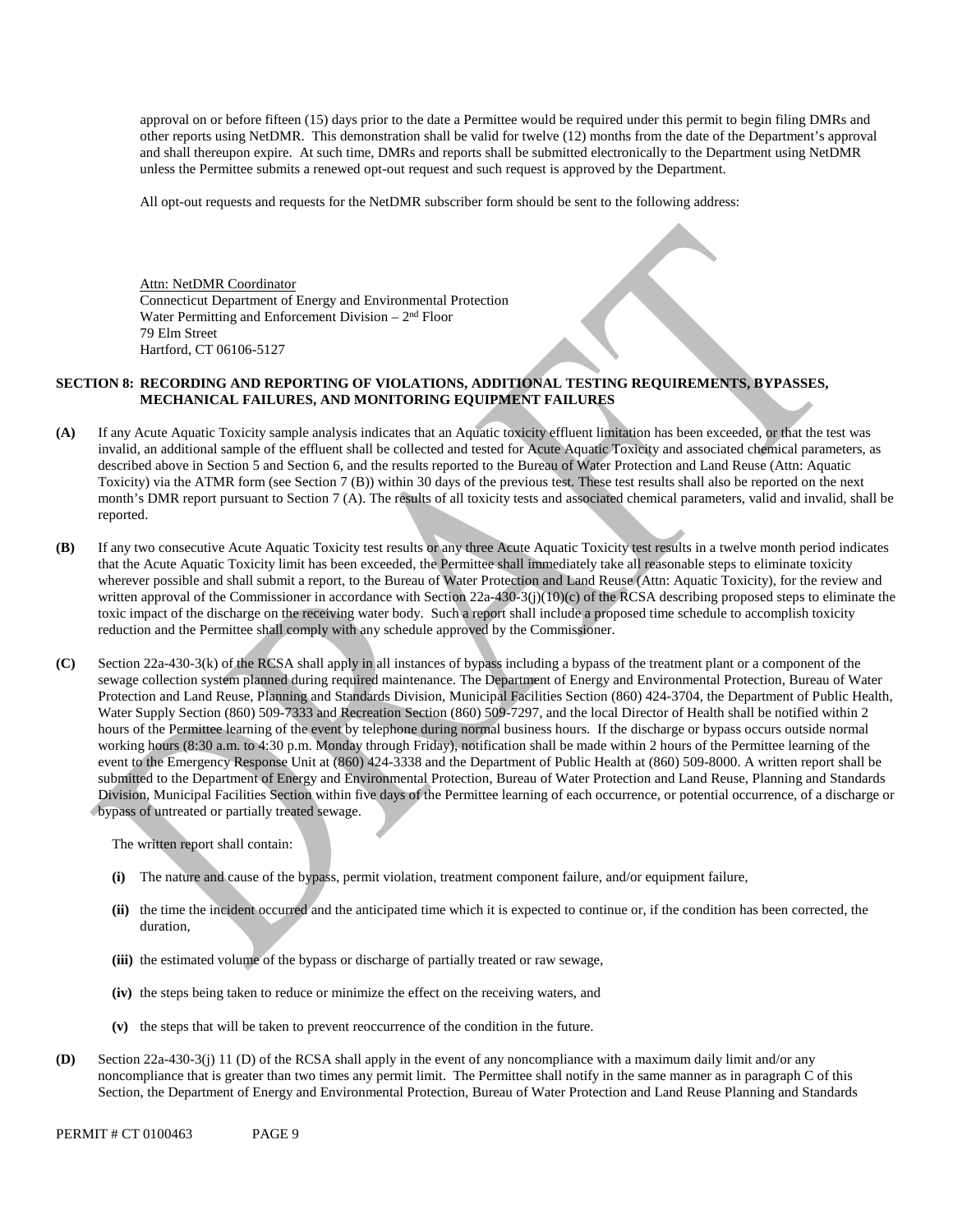approval on or before fifteen (15) days prior to the date a Permittee would be required under this permit to begin filing DMRs and other reports using NetDMR. This demonstration shall be valid for twelve (12) months from the date of the Department's approval and shall thereupon expire. At such time, DMRs and reports shall be submitted electronically to the Department using NetDMR unless the Permittee submits a renewed opt-out request and such request is approved by the Department.

All opt-out requests and requests for the NetDMR subscriber form should be sent to the following address:

Attn: NetDMR Coordinator
Connecticut Department of Energy and Environmental Protection
Water Permitting and Enforcement Division – 2nd Floor
79 Elm Street
Hartford, CT 06106-5127

**SECTION 8: RECORDING AND REPORTING OF VIOLATIONS, ADDITIONAL TESTING REQUIREMENTS, BYPASSES, MECHANICAL FAILURES, AND MONITORING EQUIPMENT FAILURES**

**(A)** If any Acute Aquatic Toxicity sample analysis indicates that an Aquatic toxicity effluent limitation has been exceeded, or that the test was invalid, an additional sample of the effluent shall be collected and tested for Acute Aquatic Toxicity and associated chemical parameters, as described above in Section 5 and Section 6, and the results reported to the Bureau of Water Protection and Land Reuse (Attn: Aquatic Toxicity) via the ATMR form (see Section 7 (B)) within 30 days of the previous test. These test results shall also be reported on the next month's DMR report pursuant to Section 7 (A). The results of all toxicity tests and associated chemical parameters, valid and invalid, shall be reported.

**(B)** If any two consecutive Acute Aquatic Toxicity test results or any three Acute Aquatic Toxicity test results in a twelve month period indicates that the Acute Aquatic Toxicity limit has been exceeded, the Permittee shall immediately take all reasonable steps to eliminate toxicity wherever possible and shall submit a report, to the Bureau of Water Protection and Land Reuse (Attn: Aquatic Toxicity), for the review and written approval of the Commissioner in accordance with Section 22a-430-3(j)(10)(c) of the RCSA describing proposed steps to eliminate the toxic impact of the discharge on the receiving water body. Such a report shall include a proposed time schedule to accomplish toxicity reduction and the Permittee shall comply with any schedule approved by the Commissioner.

**(C)** Section 22a-430-3(k) of the RCSA shall apply in all instances of bypass including a bypass of the treatment plant or a component of the sewage collection system planned during required maintenance. The Department of Energy and Environmental Protection, Bureau of Water Protection and Land Reuse, Planning and Standards Division, Municipal Facilities Section (860) 424-3704, the Department of Public Health, Water Supply Section (860) 509-7333 and Recreation Section (860) 509-7297, and the local Director of Health shall be notified within 2 hours of the Permittee learning of the event by telephone during normal business hours. If the discharge or bypass occurs outside normal working hours (8:30 a.m. to 4:30 p.m. Monday through Friday), notification shall be made within 2 hours of the Permittee learning of the event to the Emergency Response Unit at (860) 424-3338 and the Department of Public Health at (860) 509-8000. A written report shall be submitted to the Department of Energy and Environmental Protection, Bureau of Water Protection and Land Reuse, Planning and Standards Division, Municipal Facilities Section within five days of the Permittee learning of each occurrence, or potential occurrence, of a discharge or bypass of untreated or partially treated sewage.

The written report shall contain:

- **(i)** The nature and cause of the bypass, permit violation, treatment component failure, and/or equipment failure,
- **(ii)** the time the incident occurred and the anticipated time which it is expected to continue or, if the condition has been corrected, the duration,
- **(iii)** the estimated volume of the bypass or discharge of partially treated or raw sewage,
- **(iv)** the steps being taken to reduce or minimize the effect on the receiving waters, and
- **(v)** the steps that will be taken to prevent reoccurrence of the condition in the future.

**(D)** Section 22a-430-3(j) 11 (D) of the RCSA shall apply in the event of any noncompliance with a maximum daily limit and/or any noncompliance that is greater than two times any permit limit. The Permittee shall notify in the same manner as in paragraph C of this Section, the Department of Energy and Environmental Protection, Bureau of Water Protection and Land Reuse Planning and Standards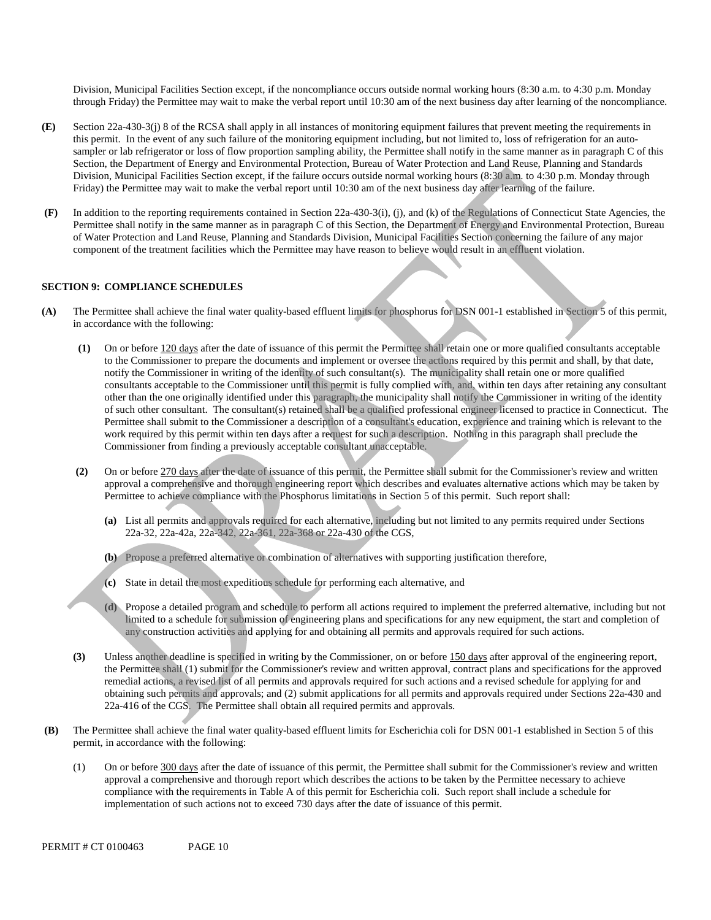Division, Municipal Facilities Section except, if the noncompliance occurs outside normal working hours (8:30 a.m. to 4:30 p.m. Monday through Friday) the Permittee may wait to make the verbal report until 10:30 am of the next business day after learning of the noncompliance.

**(E)** Section 22a-430-3(j) 8 of the RCSA shall apply in all instances of monitoring equipment failures that prevent meeting the requirements in this permit. In the event of any such failure of the monitoring equipment including, but not limited to, loss of refrigeration for an auto-sampler or lab refrigerator or loss of flow proportion sampling ability, the Permittee shall notify in the same manner as in paragraph C of this Section, the Department of Energy and Environmental Protection, Bureau of Water Protection and Land Reuse, Planning and Standards Division, Municipal Facilities Section except, if the failure occurs outside normal working hours (8:30 a.m. to 4:30 p.m. Monday through Friday) the Permittee may wait to make the verbal report until 10:30 am of the next business day after learning of the failure.

**(F)** In addition to the reporting requirements contained in Section 22a-430-3(i), (j), and (k) of the Regulations of Connecticut State Agencies, the Permittee shall notify in the same manner as in paragraph C of this Section, the Department of Energy and Environmental Protection, Bureau of Water Protection and Land Reuse, Planning and Standards Division, Municipal Facilities Section concerning the failure of any major component of the treatment facilities which the Permittee may have reason to believe would result in an effluent violation.

## SECTION 9: COMPLIANCE SCHEDULES

**(A)** The Permittee shall achieve the final water quality-based effluent limits for phosphorus for DSN 001-1 established in Section 5 of this permit, in accordance with the following:

**(1)** On or before 120 days after the date of issuance of this permit the Permittee shall retain one or more qualified consultants acceptable to the Commissioner to prepare the documents and implement or oversee the actions required by this permit and shall, by that date, notify the Commissioner in writing of the identity of such consultant(s). The municipality shall retain one or more qualified consultants acceptable to the Commissioner until this permit is fully complied with, and, within ten days after retaining any consultant other than the one originally identified under this paragraph, the municipality shall notify the Commissioner in writing of the identity of such other consultant. The consultant(s) retained shall be a qualified professional engineer licensed to practice in Connecticut. The Permittee shall submit to the Commissioner a description of a consultant's education, experience and training which is relevant to the work required by this permit within ten days after a request for such a description. Nothing in this paragraph shall preclude the Commissioner from finding a previously acceptable consultant unacceptable.

**(2)** On or before 270 days after the date of issuance of this permit, the Permittee shall submit for the Commissioner's review and written approval a comprehensive and thorough engineering report which describes and evaluates alternative actions which may be taken by Permittee to achieve compliance with the Phosphorus limitations in Section 5 of this permit. Such report shall:

**(a)** List all permits and approvals required for each alternative, including but not limited to any permits required under Sections 22a-32, 22a-42a, 22a-342, 22a-361, 22a-368 or 22a-430 of the CGS,

**(b)** Propose a preferred alternative or combination of alternatives with supporting justification therefore,

**(c)** State in detail the most expeditious schedule for performing each alternative, and

**(d)** Propose a detailed program and schedule to perform all actions required to implement the preferred alternative, including but not limited to a schedule for submission of engineering plans and specifications for any new equipment, the start and completion of any construction activities and applying for and obtaining all permits and approvals required for such actions.

**(3)** Unless another deadline is specified in writing by the Commissioner, on or before 150 days after approval of the engineering report, the Permittee shall (1) submit for the Commissioner's review and written approval, contract plans and specifications for the approved remedial actions, a revised list of all permits and approvals required for such actions and a revised schedule for applying for and obtaining such permits and approvals; and (2) submit applications for all permits and approvals required under Sections 22a-430 and 22a-416 of the CGS. The Permittee shall obtain all required permits and approvals.

**(B)** The Permittee shall achieve the final water quality-based effluent limits for Escherichia coli for DSN 001-1 established in Section 5 of this permit, in accordance with the following:

(1) On or before 300 days after the date of issuance of this permit, the Permittee shall submit for the Commissioner's review and written approval a comprehensive and thorough report which describes the actions to be taken by the Permittee necessary to achieve compliance with the requirements in Table A of this permit for Escherichia coli. Such report shall include a schedule for implementation of such actions not to exceed 730 days after the date of issuance of this permit.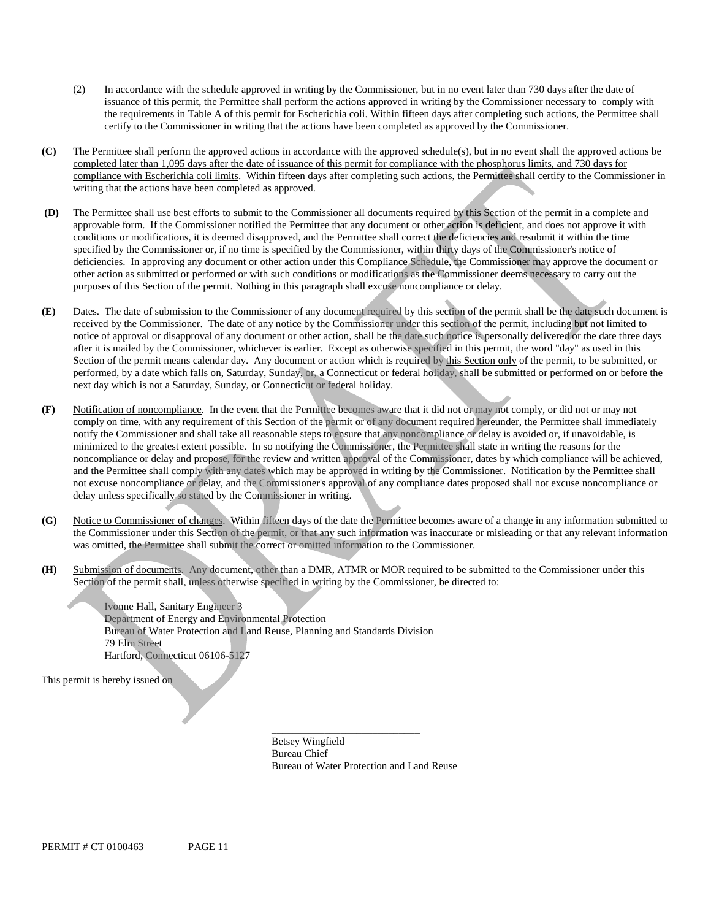(2) In accordance with the schedule approved in writing by the Commissioner, but in no event later than 730 days after the date of issuance of this permit, the Permittee shall perform the actions approved in writing by the Commissioner necessary to comply with the requirements in Table A of this permit for Escherichia coli. Within fifteen days after completing such actions, the Permittee shall certify to the Commissioner in writing that the actions have been completed as approved by the Commissioner.

**(C)** The Permittee shall perform the approved actions in accordance with the approved schedule(s), <u>but in no event shall the approved actions be completed later than 1,095 days after the date of issuance of this permit for compliance with the phosphorus limits, and 730 days for compliance with Escherichia coli limits</u>. Within fifteen days after completing such actions, the Permittee shall certify to the Commissioner in writing that the actions have been completed as approved.

**(D)** The Permittee shall use best efforts to submit to the Commissioner all documents required by this Section of the permit in a complete and approvable form. If the Commissioner notified the Permittee that any document or other action is deficient, and does not approve it with conditions or modifications, it is deemed disapproved, and the Permittee shall correct the deficiencies and resubmit it within the time specified by the Commissioner or, if no time is specified by the Commissioner, within thirty days of the Commissioner's notice of deficiencies. In approving any document or other action under this Compliance Schedule, the Commissioner may approve the document or other action as submitted or performed or with such conditions or modifications as the Commissioner deems necessary to carry out the purposes of this Section of the permit. Nothing in this paragraph shall excuse noncompliance or delay.

**(E)** <u>Dates</u>. The date of submission to the Commissioner of any document required by this section of the permit shall be the date such document is received by the Commissioner. The date of any notice by the Commissioner under this section of the permit, including but not limited to notice of approval or disapproval of any document or other action, shall be the date such notice is personally delivered or the date three days after it is mailed by the Commissioner, whichever is earlier. Except as otherwise specified in this permit, the word "day" as used in this Section of the permit means calendar day. Any document or action which is required by <u>this Section only</u> of the permit, to be submitted, or performed, by a date which falls on, Saturday, Sunday, or, a Connecticut or federal holiday, shall be submitted or performed on or before the next day which is not a Saturday, Sunday, or Connecticut or federal holiday.

**(F)** <u>Notification of noncompliance</u>. In the event that the Permittee becomes aware that it did not or may not comply, or did not or may not comply on time, with any requirement of this Section of the permit or of any document required hereunder, the Permittee shall immediately notify the Commissioner and shall take all reasonable steps to ensure that any noncompliance or delay is avoided or, if unavoidable, is minimized to the greatest extent possible. In so notifying the Commissioner, the Permittee shall state in writing the reasons for the noncompliance or delay and propose, for the review and written approval of the Commissioner, dates by which compliance will be achieved, and the Permittee shall comply with any dates which may be approved in writing by the Commissioner. Notification by the Permittee shall not excuse noncompliance or delay, and the Commissioner's approval of any compliance dates proposed shall not excuse noncompliance or delay unless specifically so stated by the Commissioner in writing.

**(G)** <u>Notice to Commissioner of changes</u>. Within fifteen days of the date the Permittee becomes aware of a change in any information submitted to the Commissioner under this Section of the permit, or that any such information was inaccurate or misleading or that any relevant information was omitted, the Permittee shall submit the correct or omitted information to the Commissioner.

**(H)** <u>Submission of documents</u>. Any document, other than a DMR, ATMR or MOR required to be submitted to the Commissioner under this Section of the permit shall, unless otherwise specified in writing by the Commissioner, be directed to:

Ivonne Hall, Sanitary Engineer 3
Department of Energy and Environmental Protection
Bureau of Water Protection and Land Reuse, Planning and Standards Division
79 Elm Street
Hartford, Connecticut 06106-5127

This permit is hereby issued on

\_\_\_\_\_\_\_\_\_\_\_\_\_\_\_\_\_\_\_\_\_\_\_\_\_\_\_\_
Betsey Wingfield
Bureau Chief
Bureau of Water Protection and Land Reuse

PERMIT # CT 0100463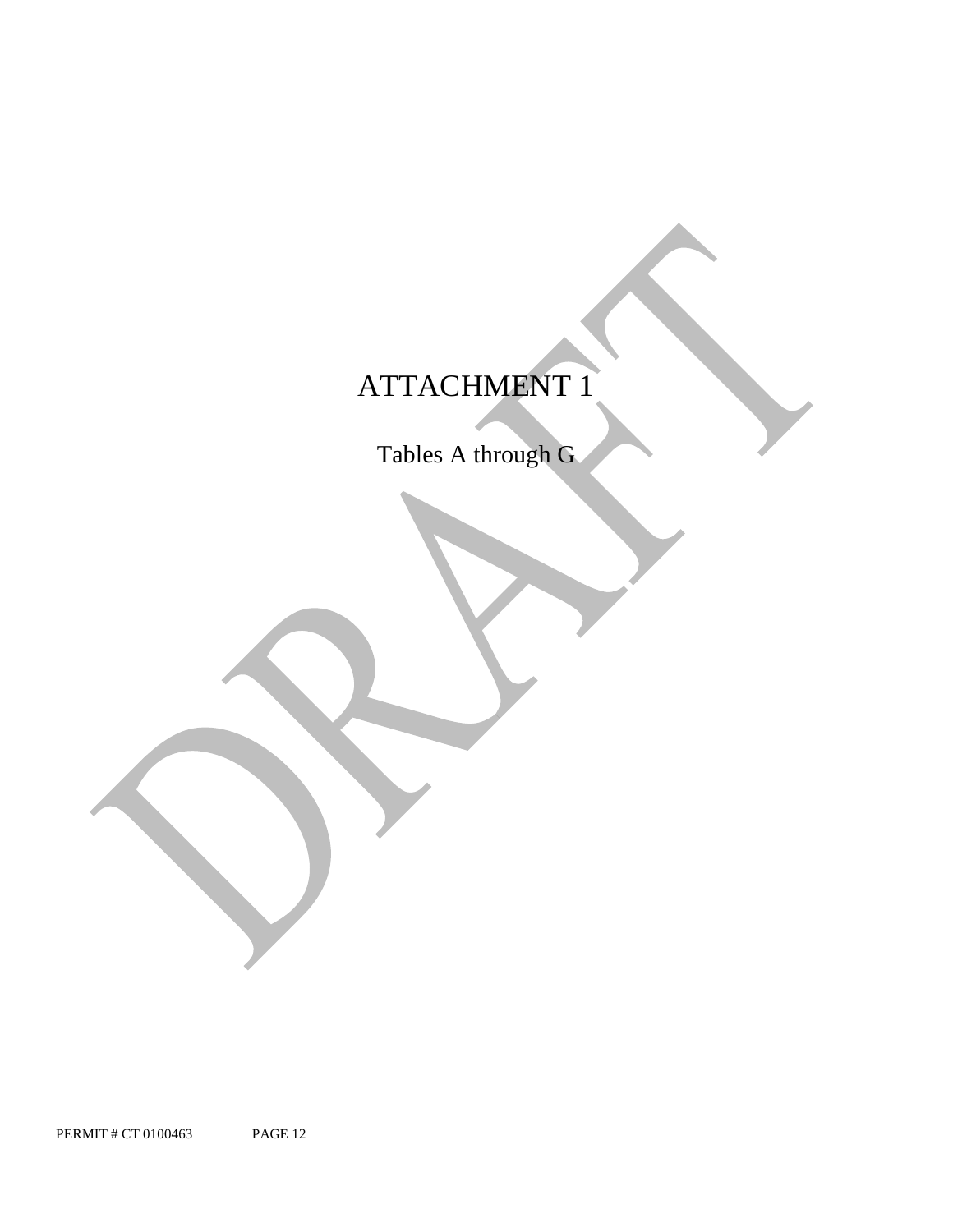# ATTACHMENT 1

Tables A through G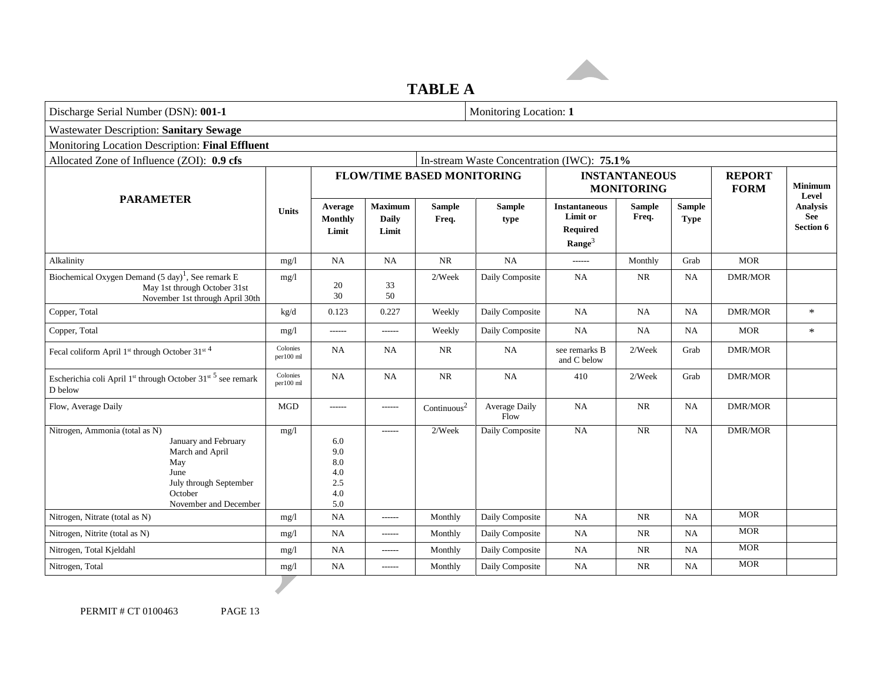# TABLE A

| Discharge Serial Number (DSN): **001-1** | | | | | | Monitoring Location: **1** | | | | | |
|---|---|---|---|---|---|---|---|---|---|---|---|
| Wastewater Description: **Sanitary Sewage** | | | | | | | | | | | |
| Monitoring Location Description: **Final Effluent** | | | | | | | | | | | |
| Allocated Zone of Influence (ZOI): **0.9 cfs** | | | | | In-stream Waste Concentration (IWC): **75.1%** | | | | | | |
| **PARAMETER** | **Units** | **FLOW/TIME BASED MONITORING** | | | | **INSTANTANEOUS MONITORING** | | | **REPORT FORM** | **Minimum Level Analysis See Section 6** |
| | | **Average Monthly Limit** | **Maximum Daily Limit** | **Sample Freq.** | **Sample type** | **Instantaneous Limit or Required Range**[3] | **Sample Freq.** | **Sample Type** | | |
| Alkalinity | mg/l | NA | NA | NR | NA | ------ | Monthly | Grab | MOR | |
| Biochemical Oxygen Demand (5 day)[1], See remark E<br>May 1st through October 31st<br>November 1st through April 30th | mg/l | <br>20<br>30 | <br>33<br>50 | 2/Week | Daily Composite | NA | NR | NA | DMR/MOR | |
| Copper, Total | kg/d | 0.123 | 0.227 | Weekly | Daily Composite | NA | NA | NA | DMR/MOR | * |
| Copper, Total | mg/l | ------ | ------ | Weekly | Daily Composite | NA | NA | NA | MOR | * |
| Fecal coliform April 1st through October 31st [4] | Colonies per100 ml | NA | NA | NR | NA | see remarks B and C below | 2/Week | Grab | DMR/MOR | |
| Escherichia coli April 1st through October 31st [5] see remark D below | Colonies per100 ml | NA | NA | NR | NA | 410 | 2/Week | Grab | DMR/MOR | |
| Flow, Average Daily | MGD | ------ | ------ | Continuous[2] | Average Daily Flow | NA | NR | NA | DMR/MOR | |
| Nitrogen, Ammonia (total as N)<br>January and February<br>March and April<br>May<br>June<br>July through September<br>October<br>November and December | mg/l | <br>6.0<br>9.0<br>8.0<br>4.0<br>2.5<br>4.0<br>5.0 | ------ | 2/Week | Daily Composite | NA | NR | NA | DMR/MOR | |
| Nitrogen, Nitrate (total as N) | mg/l | NA | ------ | Monthly | Daily Composite | NA | NR | NA | MOR | |
| Nitrogen, Nitrite (total as N) | mg/l | NA | ------ | Monthly | Daily Composite | NA | NR | NA | MOR | |
| Nitrogen, Total Kjeldahl | mg/l | NA | ------ | Monthly | Daily Composite | NA | NR | NA | MOR | |
| Nitrogen, Total | mg/l | NA | ------ | Monthly | Daily Composite | NA | NR | NA | MOR | |

PERMIT # CT 0100463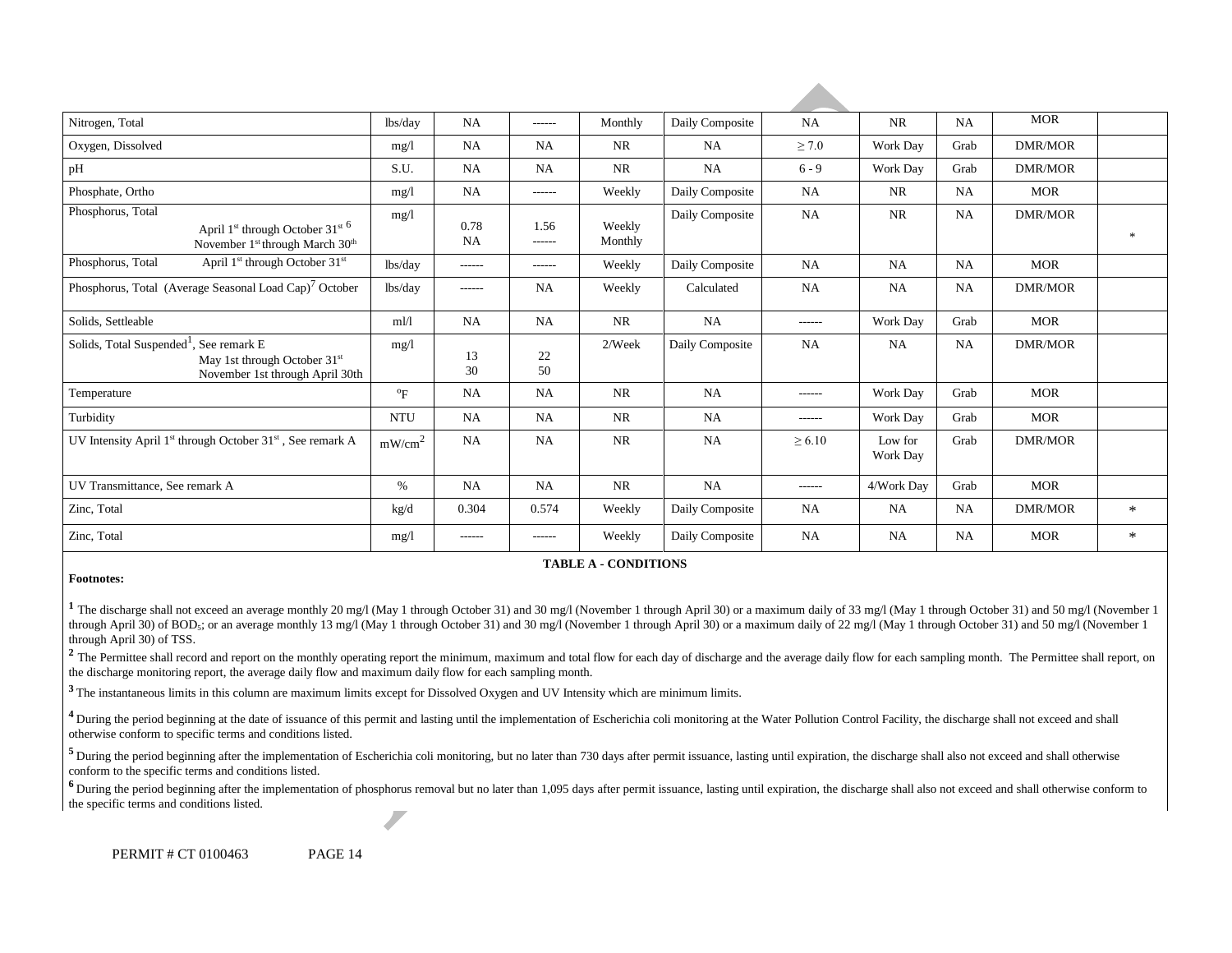| | | | | | | | | | | |
|---|---|---|---|---|---|---|---|---|---|---|
| Nitrogen, Total | lbs/day | NA | ------ | Monthly | Daily Composite | NA | NR | NA | MOR | |
| Oxygen, Dissolved | mg/l | NA | NA | NR | NA | ≥ 7.0 | Work Day | Grab | DMR/MOR | |
| pH | S.U. | NA | NA | NR | NA | 6 - 9 | Work Day | Grab | DMR/MOR | |
| Phosphate, Ortho | mg/l | NA | ------ | Weekly | Daily Composite | NA | NR | NA | MOR | |
| Phosphorus, Total<br>April 1st through October 31st [6]<br>November 1st through March 30th | mg/l | <br>0.78<br>NA | <br>1.56<br>------ | <br>Weekly<br>Monthly | Daily Composite | NA | NR | NA | DMR/MOR | * |
| Phosphorus, Total April 1st through October 31st | lbs/day | ------ | ------ | Weekly | Daily Composite | NA | NA | NA | MOR | |
| Phosphorus, Total (Average Seasonal Load Cap)[7] October | lbs/day | ------ | NA | Weekly | Calculated | NA | NA | NA | DMR/MOR | |
| Solids, Settleable | ml/l | NA | NA | NR | NA | ------ | Work Day | Grab | MOR | |
| Solids, Total Suspended[1], See remark E<br>May 1st through October 31st<br>November 1st through April 30th | mg/l | <br>13<br>30 | <br>22<br>50 | 2/Week | Daily Composite | NA | NA | NA | DMR/MOR | |
| Temperature | °F | NA | NA | NR | NA | ------ | Work Day | Grab | MOR | |
| Turbidity | NTU | NA | NA | NR | NA | ------ | Work Day | Grab | MOR | |
| UV Intensity April 1st through October 31st , See remark A | $mW/cm^2$ | NA | NA | NR | NA | ≥ 6.10 | Low for Work Day | Grab | DMR/MOR | |
| UV Transmittance, See remark A | % | NA | NA | NR | NA | ------ | 4/Work Day | Grab | MOR | |
| Zinc, Total | kg/d | 0.304 | 0.574 | Weekly | Daily Composite | NA | NA | NA | DMR/MOR | * |
| Zinc, Total | mg/l | ------ | ------ | Weekly | Daily Composite | NA | NA | NA | MOR | * |

**TABLE A - CONDITIONS**

**Footnotes:**

[1] The discharge shall not exceed an average monthly 20 mg/l (May 1 through October 31) and 30 mg/l (November 1 through April 30) or a maximum daily of 33 mg/l (May 1 through October 31) and 50 mg/l (November 1 through April 30) of $BOD_5$; or an average monthly 13 mg/l (May 1 through October 31) and 30 mg/l (November 1 through April 30) or a maximum daily of 22 mg/l (May 1 through October 31) and 50 mg/l (November 1 through April 30) of TSS.

[2] The Permittee shall record and report on the monthly operating report the minimum, maximum and total flow for each day of discharge and the average daily flow for each sampling month. The Permittee shall report, on the discharge monitoring report, the average daily flow and maximum daily flow for each sampling month.

[3] The instantaneous limits in this column are maximum limits except for Dissolved Oxygen and UV Intensity which are minimum limits.

[4] During the period beginning at the date of issuance of this permit and lasting until the implementation of Escherichia coli monitoring at the Water Pollution Control Facility, the discharge shall not exceed and shall otherwise conform to specific terms and conditions listed.

[5] During the period beginning after the implementation of Escherichia coli monitoring, but no later than 730 days after permit issuance, lasting until expiration, the discharge shall also not exceed and shall otherwise conform to the specific terms and conditions listed.

[6] During the period beginning after the implementation of phosphorus removal but no later than 1,095 days after permit issuance, lasting until expiration, the discharge shall also not exceed and shall otherwise conform to the specific terms and conditions listed.

PERMIT # CT 0100463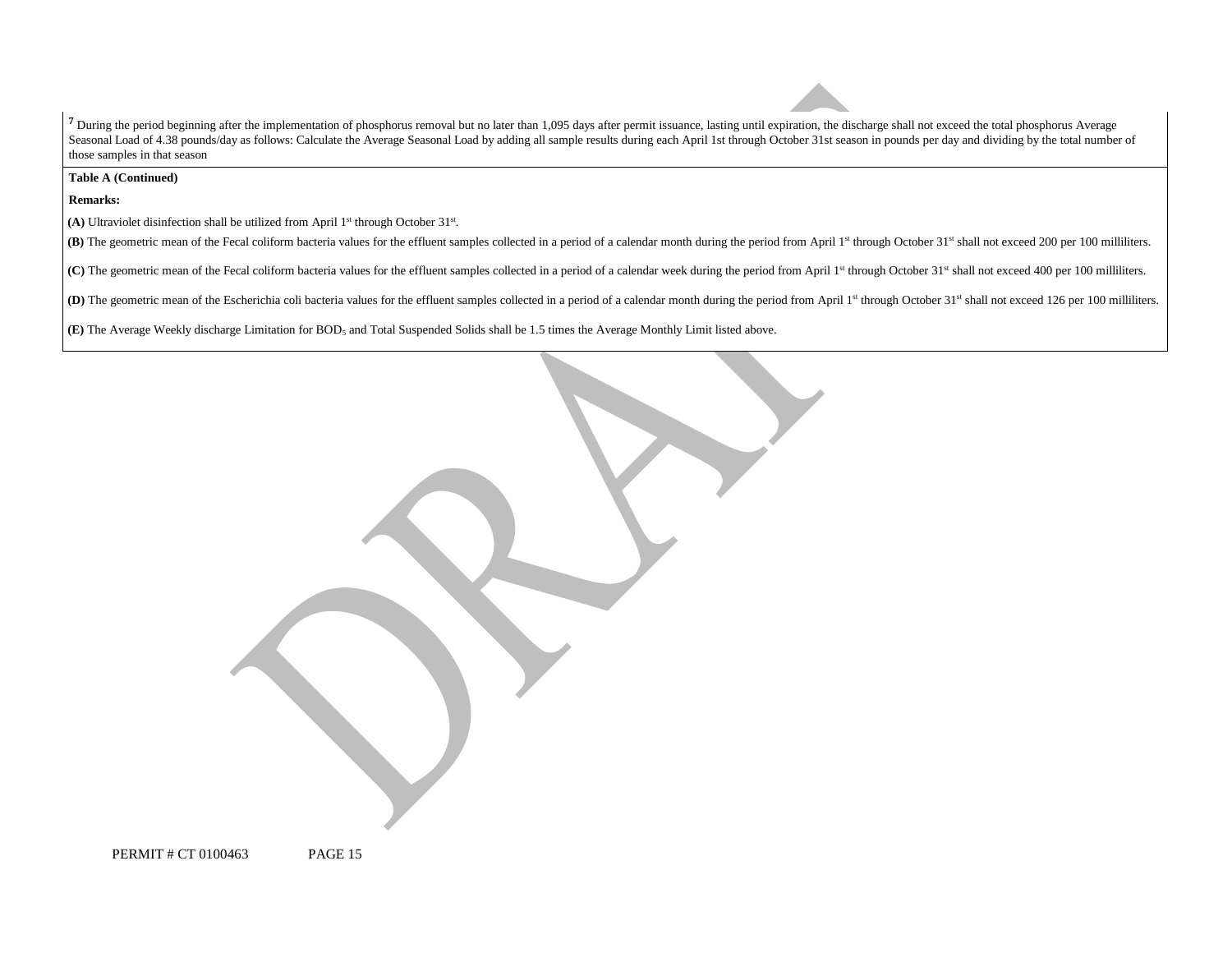[7] During the period beginning after the implementation of phosphorus removal but no later than 1,095 days after permit issuance, lasting until expiration, the discharge shall not exceed the total phosphorus Average Seasonal Load of 4.38 pounds/day as follows: Calculate the Average Seasonal Load by adding all sample results during each April 1st through October 31st season in pounds per day and dividing by the total number of those samples in that season

**Table A (Continued)**

**Remarks:**

**(A)** Ultraviolet disinfection shall be utilized from April 1st through October 31st.

**(B)** The geometric mean of the Fecal coliform bacteria values for the effluent samples collected in a period of a calendar month during the period from April 1st through October 31st shall not exceed 200 per 100 milliliters.

**(C)** The geometric mean of the Fecal coliform bacteria values for the effluent samples collected in a period of a calendar week during the period from April 1st through October 31st shall not exceed 400 per 100 milliliters.

**(D)** The geometric mean of the Escherichia coli bacteria values for the effluent samples collected in a period of a calendar month during the period from April 1st through October 31st shall not exceed 126 per 100 milliliters.

**(E)** The Average Weekly discharge Limitation for $BOD_5$ and Total Suspended Solids shall be 1.5 times the Average Monthly Limit listed above.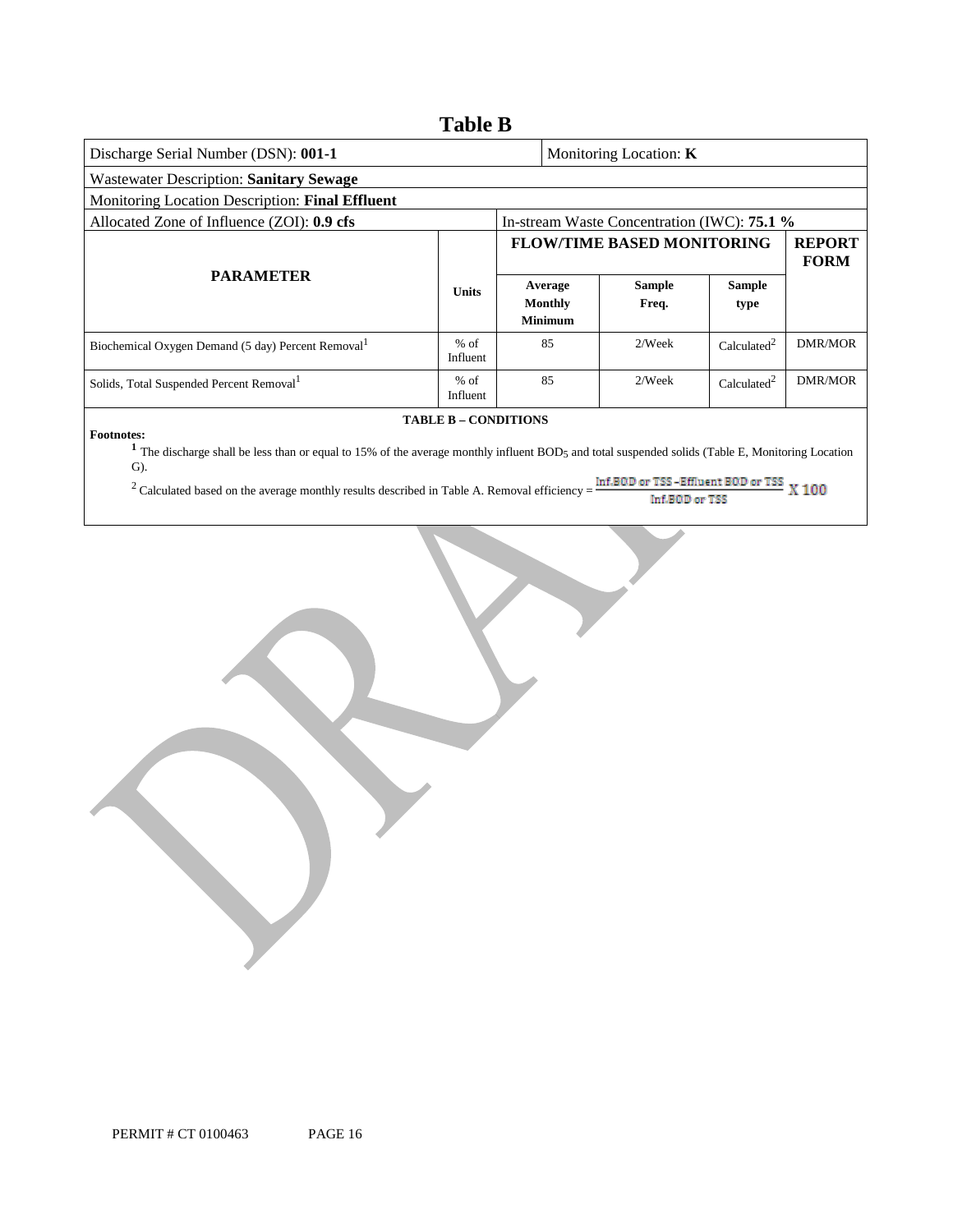# Table B

| Discharge Serial Number (DSN): **001-1** | | | Monitoring Location: **K** | | |
|---|---|---|---|---|---|
| Wastewater Description: **Sanitary Sewage** | | | | | |
| Monitoring Location Description: **Final Effluent** | | | | | |
| Allocated Zone of Influence (ZOI): **0.9 cfs** | | In-stream Waste Concentration (IWC): **75.1 %** | | | |
| **PARAMETER** | **Units** | **FLOW/TIME BASED MONITORING** | | | **REPORT FORM** |
| | | **Average Monthly Minimum** | **Sample Freq.** | **Sample type** | |
| Biochemical Oxygen Demand (5 day) Percent Removal[1] | % of Influent | 85 | 2/Week | Calculated[2] | DMR/MOR |
| Solids, Total Suspended Percent Removal[1] | % of Influent | 85 | 2/Week | Calculated[2] | DMR/MOR |

**TABLE B – CONDITIONS**

**Footnotes:**

[1] The discharge shall be less than or equal to 15% of the average monthly influent $BOD_5$ and total suspended solids (Table E, Monitoring Location G).

[2] Calculated based on the average monthly results described in Table A. Removal efficiency = $\frac{\text{Inf.BOD or TSS} - \text{Effluent BOD or TSS}}{\text{Inf.BOD or TSS}} \times 100$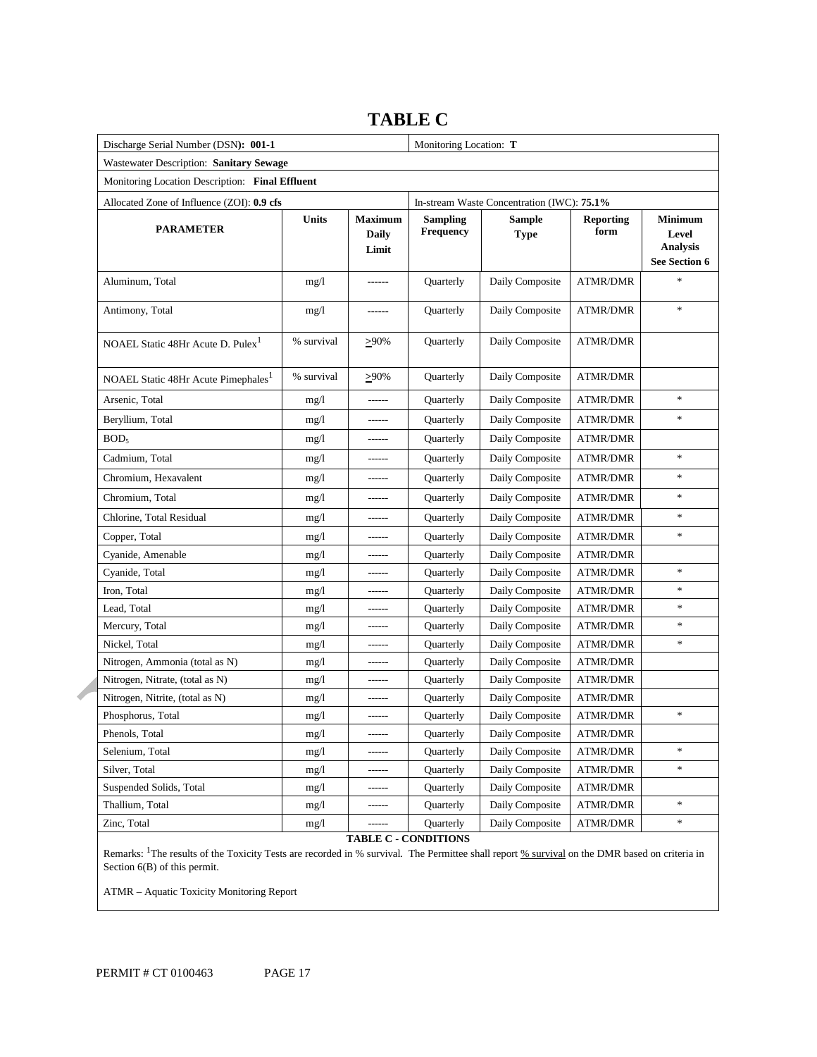# TABLE C

| Discharge Serial Number (DSN): **001-1** | | | Monitoring Location: **T** | | | |
|---|---|---|---|---|---|---|
| Wastewater Description: **Sanitary Sewage** | | | | | | |
| Monitoring Location Description: **Final Effluent** | | | | | | |
| Allocated Zone of Influence (ZOI): **0.9 cfs** | | | In-stream Waste Concentration (IWC): **75.1%** | | | |
| **PARAMETER** | **Units** | **Maximum Daily Limit** | **Sampling Frequency** | **Sample Type** | **Reporting form** | **Minimum Level Analysis See Section 6** |
| Aluminum, Total | mg/l | ------ | Quarterly | Daily Composite | ATMR/DMR | * |
| Antimony, Total | mg/l | ------ | Quarterly | Daily Composite | ATMR/DMR | * |
| NOAEL Static 48Hr Acute D. Pulex[1] | % survival | ≥90% | Quarterly | Daily Composite | ATMR/DMR | |
| NOAEL Static 48Hr Acute Pimephales[1] | % survival | ≥90% | Quarterly | Daily Composite | ATMR/DMR | |
| Arsenic, Total | mg/l | ------ | Quarterly | Daily Composite | ATMR/DMR | * |
| Beryllium, Total | mg/l | ------ | Quarterly | Daily Composite | ATMR/DMR | * |
| $BOD_5$ | mg/l | ------ | Quarterly | Daily Composite | ATMR/DMR | |
| Cadmium, Total | mg/l | ------ | Quarterly | Daily Composite | ATMR/DMR | * |
| Chromium, Hexavalent | mg/l | ------ | Quarterly | Daily Composite | ATMR/DMR | * |
| Chromium, Total | mg/l | ------ | Quarterly | Daily Composite | ATMR/DMR | * |
| Chlorine, Total Residual | mg/l | ------ | Quarterly | Daily Composite | ATMR/DMR | * |
| Copper, Total | mg/l | ------ | Quarterly | Daily Composite | ATMR/DMR | * |
| Cyanide, Amenable | mg/l | ------ | Quarterly | Daily Composite | ATMR/DMR | |
| Cyanide, Total | mg/l | ------ | Quarterly | Daily Composite | ATMR/DMR | * |
| Iron, Total | mg/l | ------ | Quarterly | Daily Composite | ATMR/DMR | * |
| Lead, Total | mg/l | ------ | Quarterly | Daily Composite | ATMR/DMR | * |
| Mercury, Total | mg/l | ------ | Quarterly | Daily Composite | ATMR/DMR | * |
| Nickel, Total | mg/l | ------ | Quarterly | Daily Composite | ATMR/DMR | * |
| Nitrogen, Ammonia (total as N) | mg/l | ------ | Quarterly | Daily Composite | ATMR/DMR | |
| Nitrogen, Nitrate, (total as N) | mg/l | ------ | Quarterly | Daily Composite | ATMR/DMR | |
| Nitrogen, Nitrite, (total as N) | mg/l | ------ | Quarterly | Daily Composite | ATMR/DMR | |
| Phosphorus, Total | mg/l | ------ | Quarterly | Daily Composite | ATMR/DMR | * |
| Phenols, Total | mg/l | ------ | Quarterly | Daily Composite | ATMR/DMR | |
| Selenium, Total | mg/l | ------ | Quarterly | Daily Composite | ATMR/DMR | * |
| Silver, Total | mg/l | ------ | Quarterly | Daily Composite | ATMR/DMR | * |
| Suspended Solids, Total | mg/l | ------ | Quarterly | Daily Composite | ATMR/DMR | |
| Thallium, Total | mg/l | ------ | Quarterly | Daily Composite | ATMR/DMR | * |
| Zinc, Total | mg/l | ------ | Quarterly | Daily Composite | ATMR/DMR | * |

**TABLE C - CONDITIONS**

Remarks: [1]The results of the Toxicity Tests are recorded in % survival. The Permittee shall report % survival on the DMR based on criteria in Section 6(B) of this permit.

ATMR – Aquatic Toxicity Monitoring Report

PERMIT # CT 0100463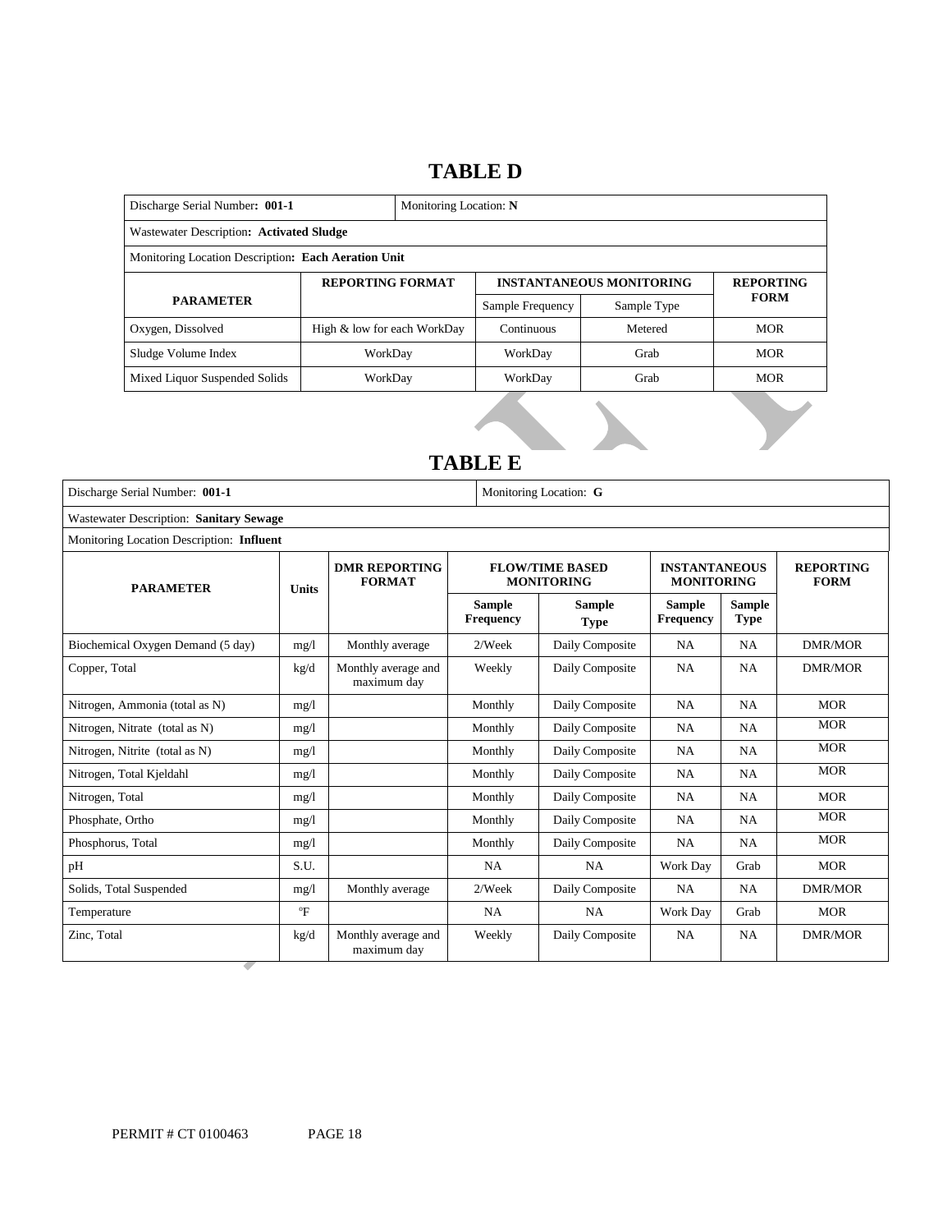## TABLE D

| Discharge Serial Number: **001-1** | | Monitoring Location: **N** | | |
|---|---|---|---|---|
| Wastewater Description: **Activated Sludge** | | | | |
| Monitoring Location Description: **Each Aeration Unit** | | | | |
| **PARAMETER** | **REPORTING FORMAT** | **INSTANTANEOUS MONITORING** | | **REPORTING FORM** |
| | | Sample Frequency | Sample Type | |
| Oxygen, Dissolved | High & low for each WorkDay | Continuous | Metered | MOR |
| Sludge Volume Index | WorkDay | WorkDay | Grab | MOR |
| Mixed Liquor Suspended Solids | WorkDay | WorkDay | Grab | MOR |

## TABLE E

| Discharge Serial Number: **001-1** | | | | Monitoring Location: **G** | | | |
|---|---|---|---|---|---|---|---|
| Wastewater Description: **Sanitary Sewage** | | | | | | | |
| Monitoring Location Description: **Influent** | | | | | | | |
| **PARAMETER** | **Units** | **DMR REPORTING FORMAT** | **FLOW/TIME BASED MONITORING** | | **INSTANTANEOUS MONITORING** | | **REPORTING FORM** |
| | | | **Sample Frequency** | **Sample Type** | **Sample Frequency** | **Sample Type** | |
| Biochemical Oxygen Demand (5 day) | mg/l | Monthly average | 2/Week | Daily Composite | NA | NA | DMR/MOR |
| Copper, Total | kg/d | Monthly average and maximum day | Weekly | Daily Composite | NA | NA | DMR/MOR |
| Nitrogen, Ammonia (total as N) | mg/l | | Monthly | Daily Composite | NA | NA | MOR |
| Nitrogen, Nitrate (total as N) | mg/l | | Monthly | Daily Composite | NA | NA | MOR |
| Nitrogen, Nitrite (total as N) | mg/l | | Monthly | Daily Composite | NA | NA | MOR |
| Nitrogen, Total Kjeldahl | mg/l | | Monthly | Daily Composite | NA | NA | MOR |
| Nitrogen, Total | mg/l | | Monthly | Daily Composite | NA | NA | MOR |
| Phosphate, Ortho | mg/l | | Monthly | Daily Composite | NA | NA | MOR |
| Phosphorus, Total | mg/l | | Monthly | Daily Composite | NA | NA | MOR |
| pH | S.U. | | NA | NA | Work Day | Grab | MOR |
| Solids, Total Suspended | mg/l | Monthly average | 2/Week | Daily Composite | NA | NA | DMR/MOR |
| Temperature | °F | | NA | NA | Work Day | Grab | MOR |
| Zinc, Total | kg/d | Monthly average and maximum day | Weekly | Daily Composite | NA | NA | DMR/MOR |

PERMIT # CT 0100463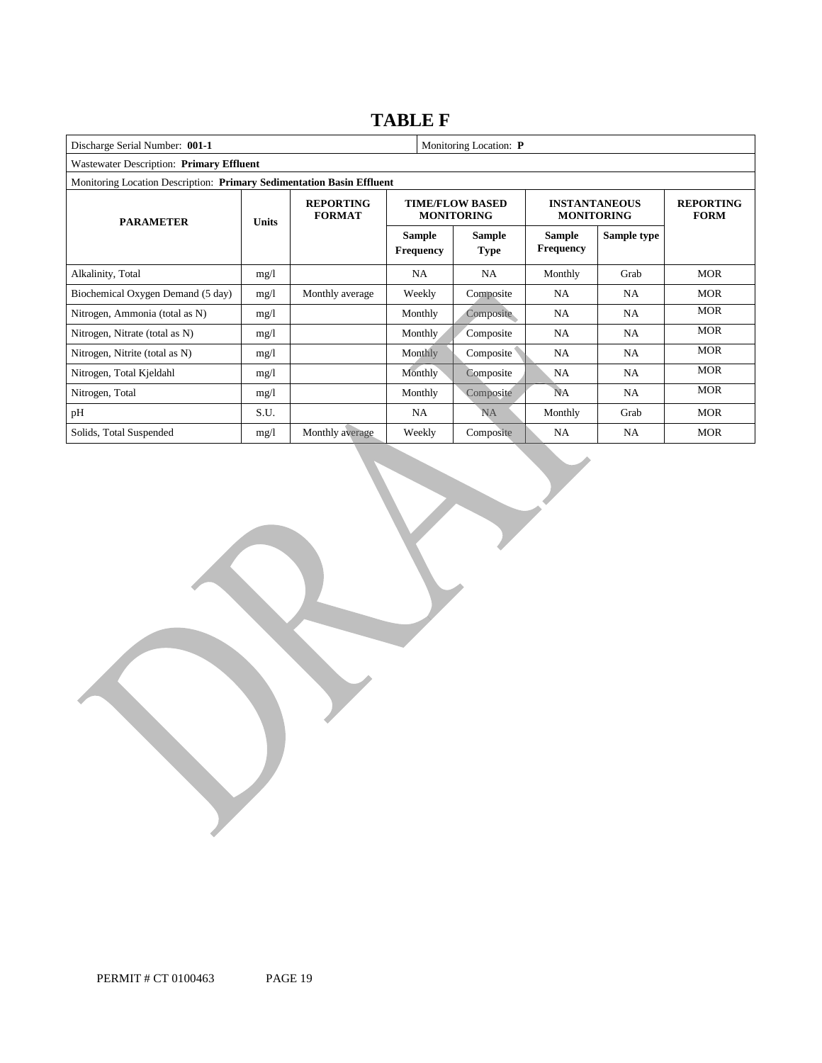# TABLE F

| Discharge Serial Number: **001-1** | | | | Monitoring Location: **P** | | | |
|---|---|---|---|---|---|---|---|
| Wastewater Description: **Primary Effluent** | | | | | | | |
| Monitoring Location Description: **Primary Sedimentation Basin Effluent** | | | | | | | |
| **PARAMETER** | **Units** | **REPORTING FORMAT** | **TIME/FLOW BASED MONITORING** | | **INSTANTANEOUS MONITORING** | | **REPORTING FORM** |
| | | | **Sample Frequency** | **Sample Type** | **Sample Frequency** | **Sample type** | |
| Alkalinity, Total | mg/l | | NA | NA | Monthly | Grab | MOR |
| Biochemical Oxygen Demand (5 day) | mg/l | Monthly average | Weekly | Composite | NA | NA | MOR |
| Nitrogen, Ammonia (total as N) | mg/l | | Monthly | Composite | NA | NA | MOR |
| Nitrogen, Nitrate (total as N) | mg/l | | Monthly | Composite | NA | NA | MOR |
| Nitrogen, Nitrite (total as N) | mg/l | | Monthly | Composite | NA | NA | MOR |
| Nitrogen, Total Kjeldahl | mg/l | | Monthly | Composite | NA | NA | MOR |
| Nitrogen, Total | mg/l | | Monthly | Composite | NA | NA | MOR |
| pH | S.U. | | NA | NA | Monthly | Grab | MOR |
| Solids, Total Suspended | mg/l | Monthly average | Weekly | Composite | NA | NA | MOR |

DRAFT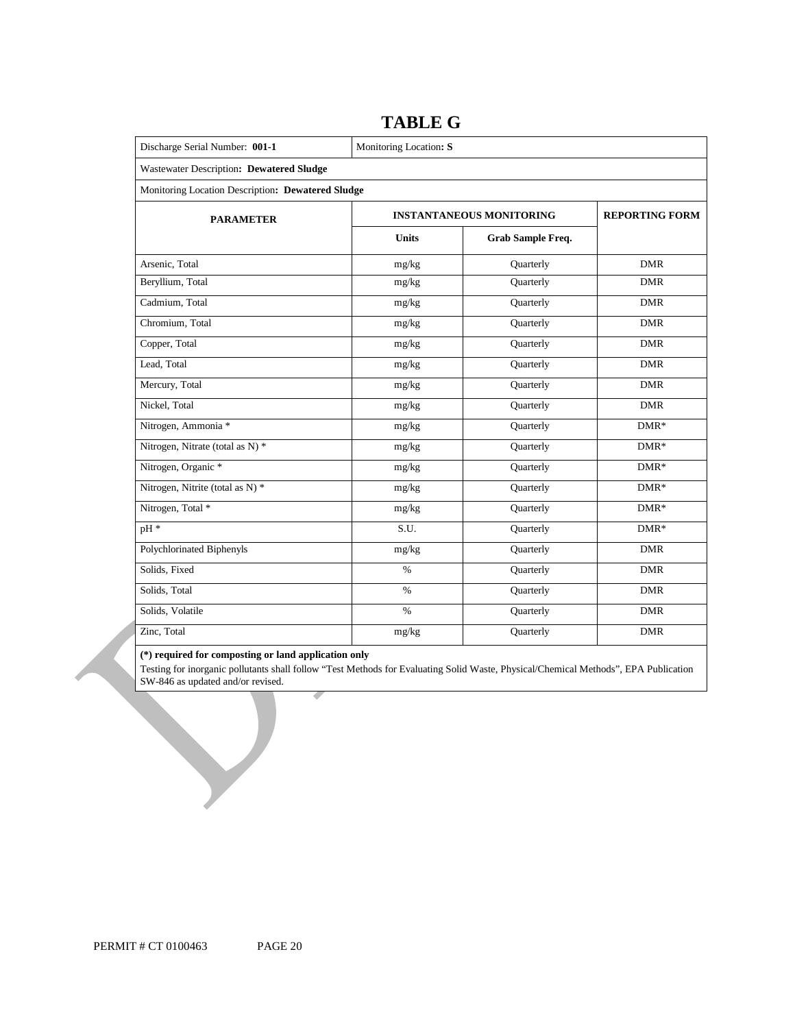# TABLE G

| Discharge Serial Number: **001-1** | Monitoring Location**: S** | | |
|---|---|---|---|
| Wastewater Description**: Dewatered Sludge** | | | |
| Monitoring Location Description**: Dewatered Sludge** | | | |
| **PARAMETER** | **INSTANTANEOUS MONITORING** | | **REPORTING FORM** |
| | **Units** | **Grab Sample Freq.** | |
| Arsenic, Total | mg/kg | Quarterly | DMR |
| Beryllium, Total | mg/kg | Quarterly | DMR |
| Cadmium, Total | mg/kg | Quarterly | DMR |
| Chromium, Total | mg/kg | Quarterly | DMR |
| Copper, Total | mg/kg | Quarterly | DMR |
| Lead, Total | mg/kg | Quarterly | DMR |
| Mercury, Total | mg/kg | Quarterly | DMR |
| Nickel, Total | mg/kg | Quarterly | DMR |
| Nitrogen, Ammonia * | mg/kg | Quarterly | DMR* |
| Nitrogen, Nitrate (total as N) * | mg/kg | Quarterly | DMR* |
| Nitrogen, Organic * | mg/kg | Quarterly | DMR* |
| Nitrogen, Nitrite (total as N) * | mg/kg | Quarterly | DMR* |
| Nitrogen, Total * | mg/kg | Quarterly | DMR* |
| pH * | S.U. | Quarterly | DMR* |
| Polychlorinated Biphenyls | mg/kg | Quarterly | DMR |
| Solids, Fixed | % | Quarterly | DMR |
| Solids, Total | % | Quarterly | DMR |
| Solids, Volatile | % | Quarterly | DMR |
| Zinc, Total | mg/kg | Quarterly | DMR |

**(*) required for composting or land application only**

Testing for inorganic pollutants shall follow "Test Methods for Evaluating Solid Waste, Physical/Chemical Methods", EPA Publication SW-846 as updated and/or revised.

PERMIT # CT 0100463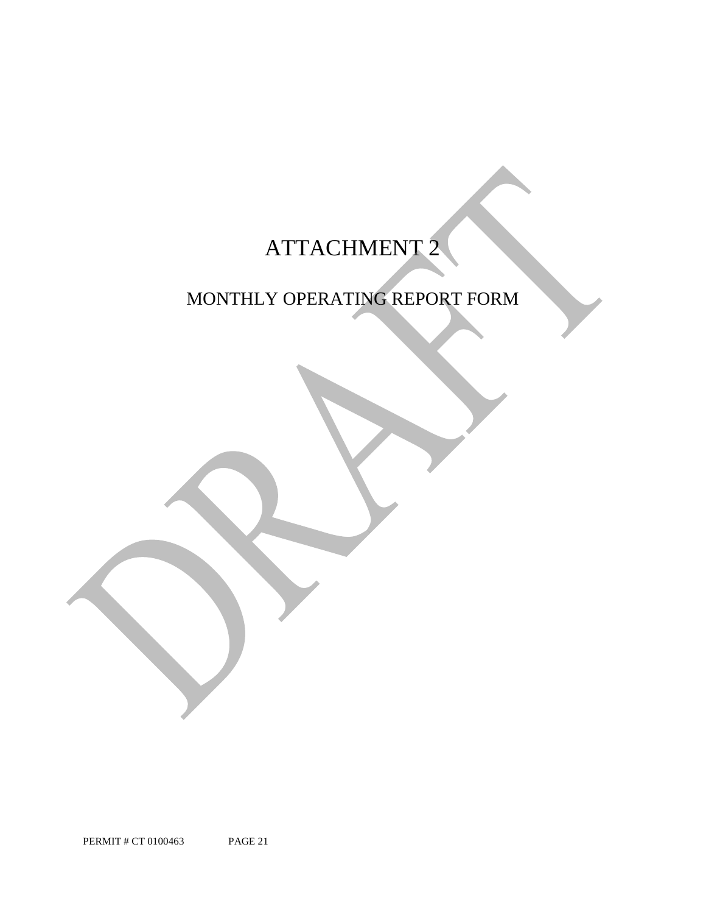# ATTACHMENT 2

## MONTHLY OPERATING REPORT FORM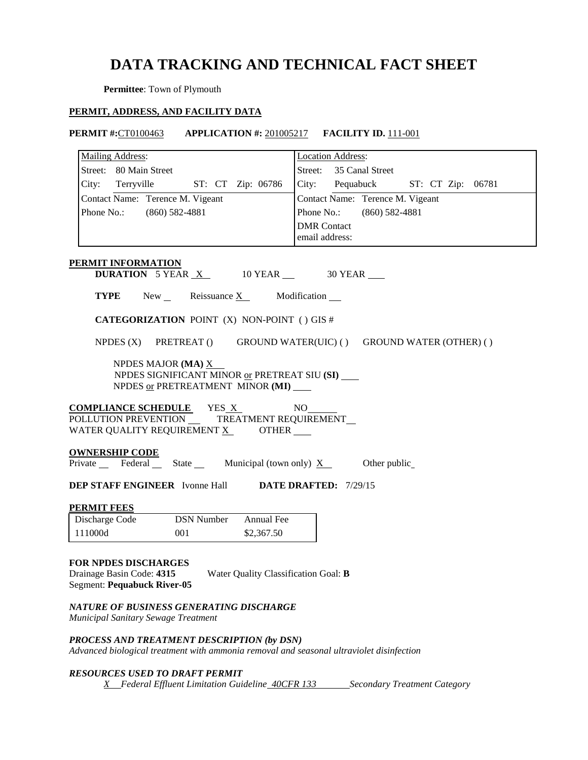# DATA TRACKING AND TECHNICAL FACT SHEET

**Permittee**: Town of Plymouth

## PERMIT, ADDRESS, AND FACILITY DATA

**PERMIT #:** CT0100463 **APPLICATION #:** 201005217 **FACILITY ID.** 111-001

| Mailing Address: | Location Address: |
|---|---|
| Street: 80 Main Street | Street: 35 Canal Street |
| City: Terryville ST: CT Zip: 06786 | City: Pequabuck ST: CT Zip: 06781 |
| Contact Name: Terence M. Vigeant | Contact Name: Terence M. Vigeant |
| Phone No.: (860) 582-4881 | Phone No.: (860) 582-4881 |
| | DMR Contact email address: |

## PERMIT INFORMATION

**DURATION** 5 YEAR X 10 YEAR ___ 30 YEAR ___

**TYPE** New ___ Reissuance X Modification ___

**CATEGORIZATION** POINT (X) NON-POINT ( ) GIS #

NPDES (X) PRETREAT () GROUND WATER(UIC) ( ) GROUND WATER (OTHER) ( )

NPDES MAJOR **(MA)** X
NPDES SIGNIFICANT MINOR or PRETREAT SIU **(SI)** ___
NPDES or PRETREATMENT MINOR **(MI)** ___

**COMPLIANCE SCHEDULE** YES X NO___
POLLUTION PREVENTION ___ TREATMENT REQUIREMENT ___
WATER QUALITY REQUIREMENT X OTHER ___

**OWNERSHIP CODE**
Private ___ Federal ___ State ___ Municipal (town only) X Other public___

**DEP STAFF ENGINEER** Ivonne Hall **DATE DRAFTED:** 7/29/15

**PERMIT FEES**

| Discharge Code | DSN Number | Annual Fee |
|---|---|---|
| 111000d | 001 | $2,367.50 |

**FOR NPDES DISCHARGES**
Drainage Basin Code: **4315** Water Quality Classification Goal: **B**
Segment: **Pequabuck River-05**

***NATURE OF BUSINESS GENERATING DISCHARGE***
*Municipal Sanitary Sewage Treatment*

***PROCESS AND TREATMENT DESCRIPTION (by DSN)***
*Advanced biological treatment with ammonia removal and seasonal ultraviolet disinfection*

***RESOURCES USED TO DRAFT PERMIT***
*X Federal Effluent Limitation Guideline 40CFR 133 Secondary Treatment Category*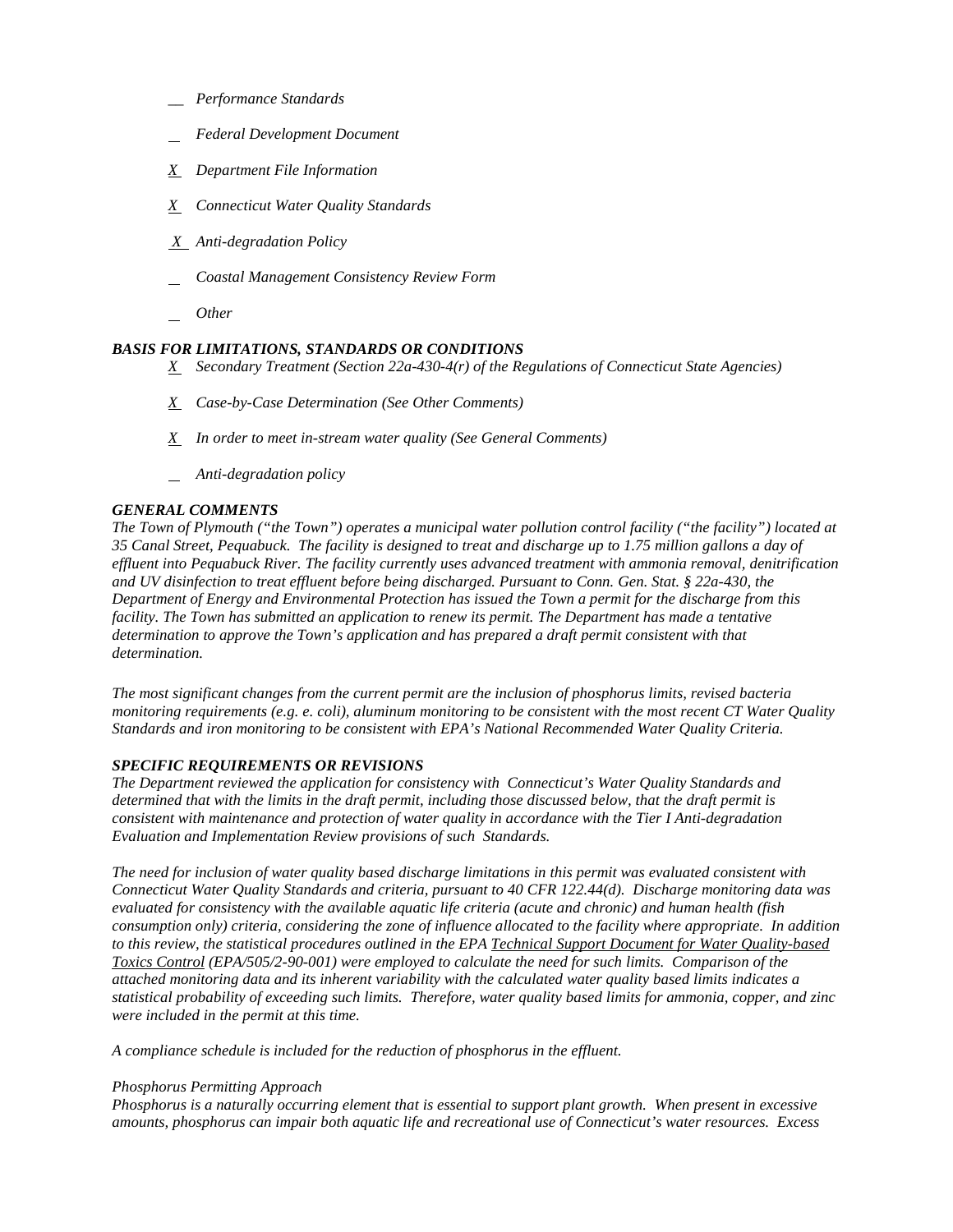*__ Performance Standards*

*_ Federal Development Document*

*X Department File Information*

*X Connecticut Water Quality Standards*

*X Anti-degradation Policy*

*_ Coastal Management Consistency Review Form*

*_ Other*

***BASIS FOR LIMITATIONS, STANDARDS OR CONDITIONS***

*X Secondary Treatment (Section 22a-430-4(r) of the Regulations of Connecticut State Agencies)*

*X Case-by-Case Determination (See Other Comments)*

*X In order to meet in-stream water quality (See General Comments)*

*_ Anti-degradation policy*

***GENERAL COMMENTS***

*The Town of Plymouth ("the Town") operates a municipal water pollution control facility ("the facility") located at 35 Canal Street, Pequabuck. The facility is designed to treat and discharge up to 1.75 million gallons a day of effluent into Pequabuck River. The facility currently uses advanced treatment with ammonia removal, denitrification and UV disinfection to treat effluent before being discharged. Pursuant to Conn. Gen. Stat. § 22a-430, the Department of Energy and Environmental Protection has issued the Town a permit for the discharge from this facility. The Town has submitted an application to renew its permit. The Department has made a tentative determination to approve the Town's application and has prepared a draft permit consistent with that determination.*

*The most significant changes from the current permit are the inclusion of phosphorus limits, revised bacteria monitoring requirements (e.g. e. coli), aluminum monitoring to be consistent with the most recent CT Water Quality Standards and iron monitoring to be consistent with EPA's National Recommended Water Quality Criteria.*

***SPECIFIC REQUIREMENTS OR REVISIONS***

*The Department reviewed the application for consistency with Connecticut's Water Quality Standards and determined that with the limits in the draft permit, including those discussed below, that the draft permit is consistent with maintenance and protection of water quality in accordance with the Tier I Anti-degradation Evaluation and Implementation Review provisions of such Standards.*

*The need for inclusion of water quality based discharge limitations in this permit was evaluated consistent with Connecticut Water Quality Standards and criteria, pursuant to 40 CFR 122.44(d). Discharge monitoring data was evaluated for consistency with the available aquatic life criteria (acute and chronic) and human health (fish consumption only) criteria, considering the zone of influence allocated to the facility where appropriate. In addition to this review, the statistical procedures outlined in the EPA Technical Support Document for Water Quality-based Toxics Control (EPA/505/2-90-001) were employed to calculate the need for such limits. Comparison of the attached monitoring data and its inherent variability with the calculated water quality based limits indicates a statistical probability of exceeding such limits. Therefore, water quality based limits for ammonia, copper, and zinc were included in the permit at this time.*

*A compliance schedule is included for the reduction of phosphorus in the effluent.*

*Phosphorus Permitting Approach*

*Phosphorus is a naturally occurring element that is essential to support plant growth. When present in excessive amounts, phosphorus can impair both aquatic life and recreational use of Connecticut's water resources. Excess*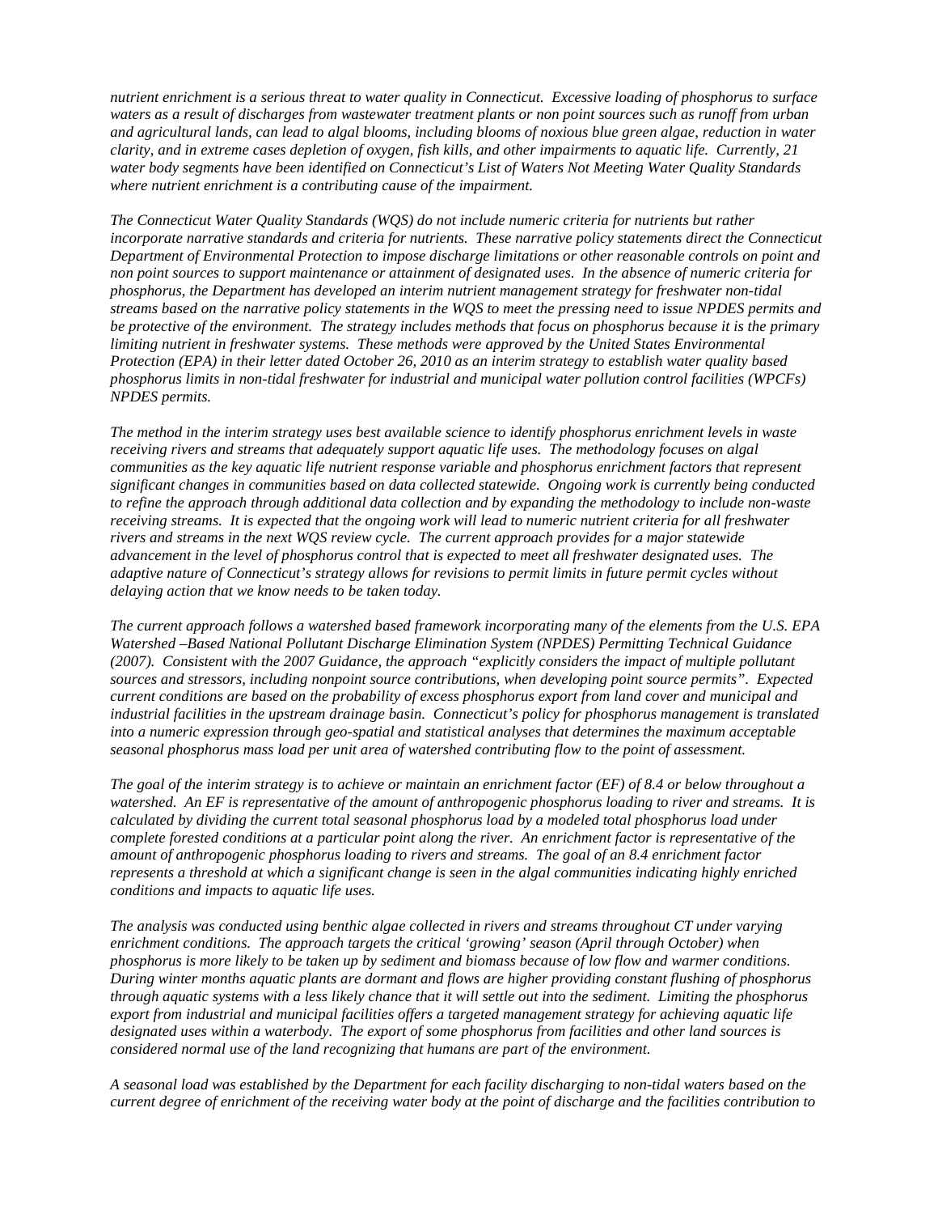*nutrient enrichment is a serious threat to water quality in Connecticut. Excessive loading of phosphorus to surface waters as a result of discharges from wastewater treatment plants or non point sources such as runoff from urban and agricultural lands, can lead to algal blooms, including blooms of noxious blue green algae, reduction in water clarity, and in extreme cases depletion of oxygen, fish kills, and other impairments to aquatic life. Currently, 21 water body segments have been identified on Connecticut's List of Waters Not Meeting Water Quality Standards where nutrient enrichment is a contributing cause of the impairment.*

*The Connecticut Water Quality Standards (WQS) do not include numeric criteria for nutrients but rather incorporate narrative standards and criteria for nutrients. These narrative policy statements direct the Connecticut Department of Environmental Protection to impose discharge limitations or other reasonable controls on point and non point sources to support maintenance or attainment of designated uses. In the absence of numeric criteria for phosphorus, the Department has developed an interim nutrient management strategy for freshwater non-tidal streams based on the narrative policy statements in the WQS to meet the pressing need to issue NPDES permits and be protective of the environment. The strategy includes methods that focus on phosphorus because it is the primary limiting nutrient in freshwater systems. These methods were approved by the United States Environmental Protection (EPA) in their letter dated October 26, 2010 as an interim strategy to establish water quality based phosphorus limits in non-tidal freshwater for industrial and municipal water pollution control facilities (WPCFs) NPDES permits.*

*The method in the interim strategy uses best available science to identify phosphorus enrichment levels in waste receiving rivers and streams that adequately support aquatic life uses. The methodology focuses on algal communities as the key aquatic life nutrient response variable and phosphorus enrichment factors that represent significant changes in communities based on data collected statewide. Ongoing work is currently being conducted to refine the approach through additional data collection and by expanding the methodology to include non-waste receiving streams. It is expected that the ongoing work will lead to numeric nutrient criteria for all freshwater rivers and streams in the next WQS review cycle. The current approach provides for a major statewide advancement in the level of phosphorus control that is expected to meet all freshwater designated uses. The adaptive nature of Connecticut's strategy allows for revisions to permit limits in future permit cycles without delaying action that we know needs to be taken today.*

*The current approach follows a watershed based framework incorporating many of the elements from the U.S. EPA Watershed –Based National Pollutant Discharge Elimination System (NPDES) Permitting Technical Guidance (2007). Consistent with the 2007 Guidance, the approach "explicitly considers the impact of multiple pollutant sources and stressors, including nonpoint source contributions, when developing point source permits". Expected current conditions are based on the probability of excess phosphorus export from land cover and municipal and industrial facilities in the upstream drainage basin. Connecticut's policy for phosphorus management is translated into a numeric expression through geo-spatial and statistical analyses that determines the maximum acceptable seasonal phosphorus mass load per unit area of watershed contributing flow to the point of assessment.*

*The goal of the interim strategy is to achieve or maintain an enrichment factor (EF) of 8.4 or below throughout a watershed. An EF is representative of the amount of anthropogenic phosphorus loading to river and streams. It is calculated by dividing the current total seasonal phosphorus load by a modeled total phosphorus load under complete forested conditions at a particular point along the river. An enrichment factor is representative of the amount of anthropogenic phosphorus loading to rivers and streams. The goal of an 8.4 enrichment factor represents a threshold at which a significant change is seen in the algal communities indicating highly enriched conditions and impacts to aquatic life uses.*

*The analysis was conducted using benthic algae collected in rivers and streams throughout CT under varying enrichment conditions. The approach targets the critical 'growing' season (April through October) when phosphorus is more likely to be taken up by sediment and biomass because of low flow and warmer conditions. During winter months aquatic plants are dormant and flows are higher providing constant flushing of phosphorus through aquatic systems with a less likely chance that it will settle out into the sediment. Limiting the phosphorus export from industrial and municipal facilities offers a targeted management strategy for achieving aquatic life designated uses within a waterbody. The export of some phosphorus from facilities and other land sources is considered normal use of the land recognizing that humans are part of the environment.*

*A seasonal load was established by the Department for each facility discharging to non-tidal waters based on the current degree of enrichment of the receiving water body at the point of discharge and the facilities contribution to*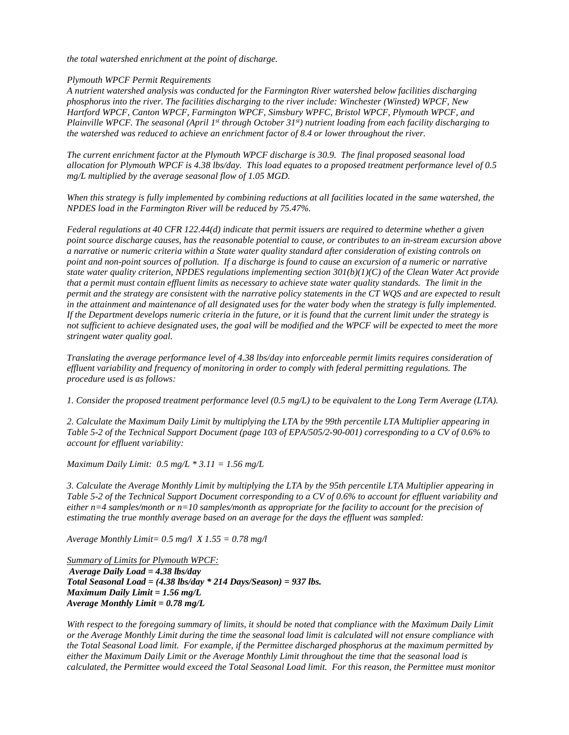*the total watershed enrichment at the point of discharge.*

*Plymouth WPCF Permit Requirements*
*A nutrient watershed analysis was conducted for the Farmington River watershed below facilities discharging phosphorus into the river. The facilities discharging to the river include: Winchester (Winsted) WPCF, New Hartford WPCF, Canton WPCF, Farmington WPCF, Simsbury WPFC, Bristol WPCF, Plymouth WPCF, and Plainville WPCF. The seasonal (April 1st through October 31st) nutrient loading from each facility discharging to the watershed was reduced to achieve an enrichment factor of 8.4 or lower throughout the river.*

*The current enrichment factor at the Plymouth WPCF discharge is 30.9. The final proposed seasonal load allocation for Plymouth WPCF is 4.38 lbs/day. This load equates to a proposed treatment performance level of 0.5 mg/L multiplied by the average seasonal flow of 1.05 MGD.*

*When this strategy is fully implemented by combining reductions at all facilities located in the same watershed, the NPDES load in the Farmington River will be reduced by 75.47%.*

*Federal regulations at 40 CFR 122.44(d) indicate that permit issuers are required to determine whether a given point source discharge causes, has the reasonable potential to cause, or contributes to an in-stream excursion above a narrative or numeric criteria within a State water quality standard after consideration of existing controls on point and non-point sources of pollution. If a discharge is found to cause an excursion of a numeric or narrative state water quality criterion, NPDES regulations implementing section 301(b)(1)(C) of the Clean Water Act provide that a permit must contain effluent limits as necessary to achieve state water quality standards. The limit in the permit and the strategy are consistent with the narrative policy statements in the CT WQS and are expected to result in the attainment and maintenance of all designated uses for the water body when the strategy is fully implemented. If the Department develops numeric criteria in the future, or it is found that the current limit under the strategy is not sufficient to achieve designated uses, the goal will be modified and the WPCF will be expected to meet the more stringent water quality goal.*

*Translating the average performance level of 4.38 lbs/day into enforceable permit limits requires consideration of effluent variability and frequency of monitoring in order to comply with federal permitting regulations. The procedure used is as follows:*

*1. Consider the proposed treatment performance level (0.5 mg/L) to be equivalent to the Long Term Average (LTA).*

*2. Calculate the Maximum Daily Limit by multiplying the LTA by the 99th percentile LTA Multiplier appearing in Table 5-2 of the Technical Support Document (page 103 of EPA/505/2-90-001) corresponding to a CV of 0.6% to account for effluent variability:*

*Maximum Daily Limit: 0.5 mg/L * 3.11 = 1.56 mg/L*

*3. Calculate the Average Monthly Limit by multiplying the LTA by the 95th percentile LTA Multiplier appearing in Table 5-2 of the Technical Support Document corresponding to a CV of 0.6% to account for effluent variability and either n=4 samples/month or n=10 samples/month as appropriate for the facility to account for the precision of estimating the true monthly average based on an average for the days the effluent was sampled:*

*Average Monthly Limit= 0.5 mg/l X 1.55 = 0.78 mg/l*

*Summary of Limits for Plymouth WPCF:*
***Average Daily Load = 4.38 lbs/day***
***Total Seasonal Load = (4.38 lbs/day * 214 Days/Season) = 937 lbs.***
***Maximum Daily Limit = 1.56 mg/L***
***Average Monthly Limit = 0.78 mg/L***

*With respect to the foregoing summary of limits, it should be noted that compliance with the Maximum Daily Limit or the Average Monthly Limit during the time the seasonal load limit is calculated will not ensure compliance with the Total Seasonal Load limit. For example, if the Permittee discharged phosphorus at the maximum permitted by either the Maximum Daily Limit or the Average Monthly Limit throughout the time that the seasonal load is calculated, the Permittee would exceed the Total Seasonal Load limit. For this reason, the Permittee must monitor*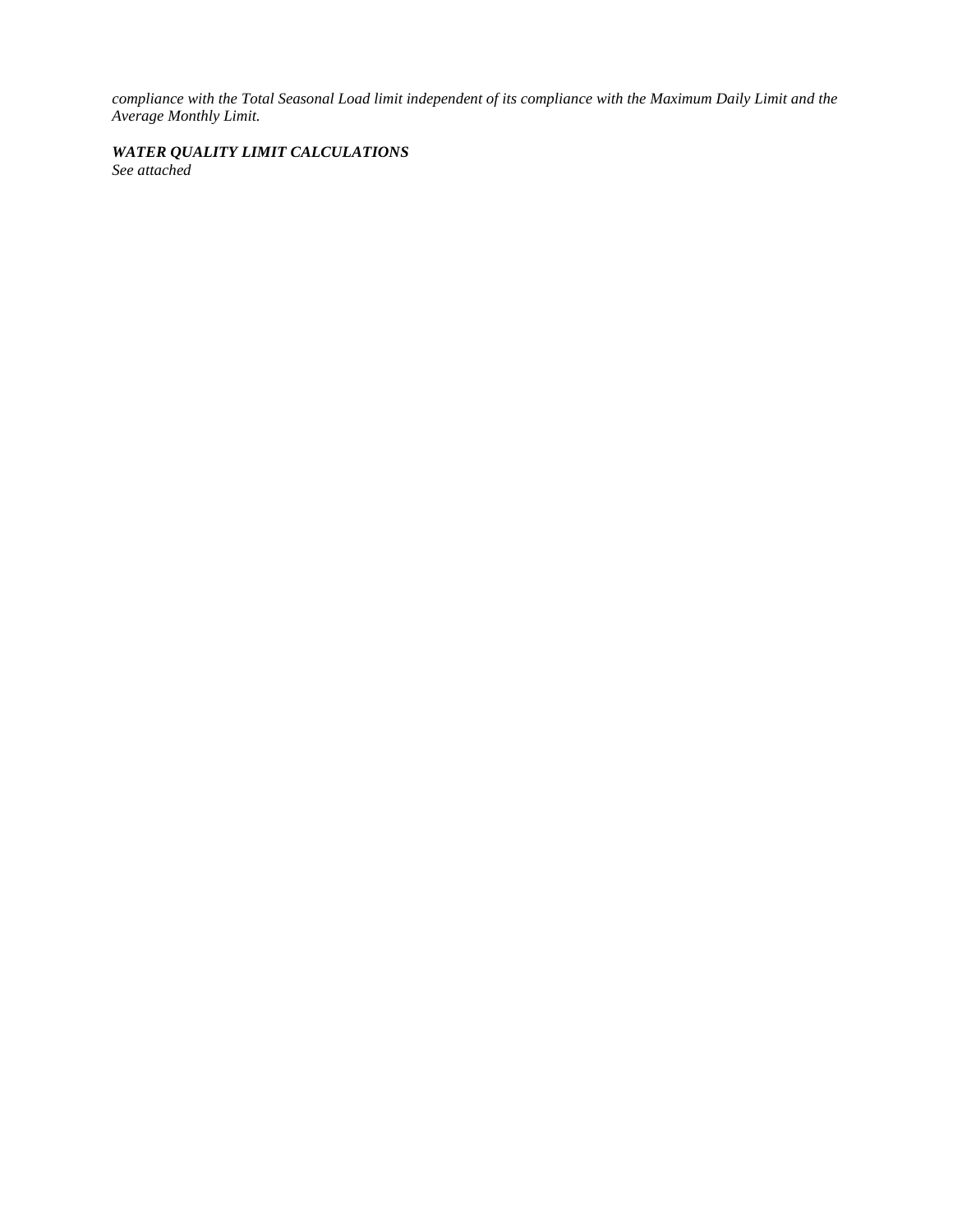*compliance with the Total Seasonal Load limit independent of its compliance with the Maximum Daily Limit and the Average Monthly Limit.*

***WATER QUALITY LIMIT CALCULATIONS***

*See attached*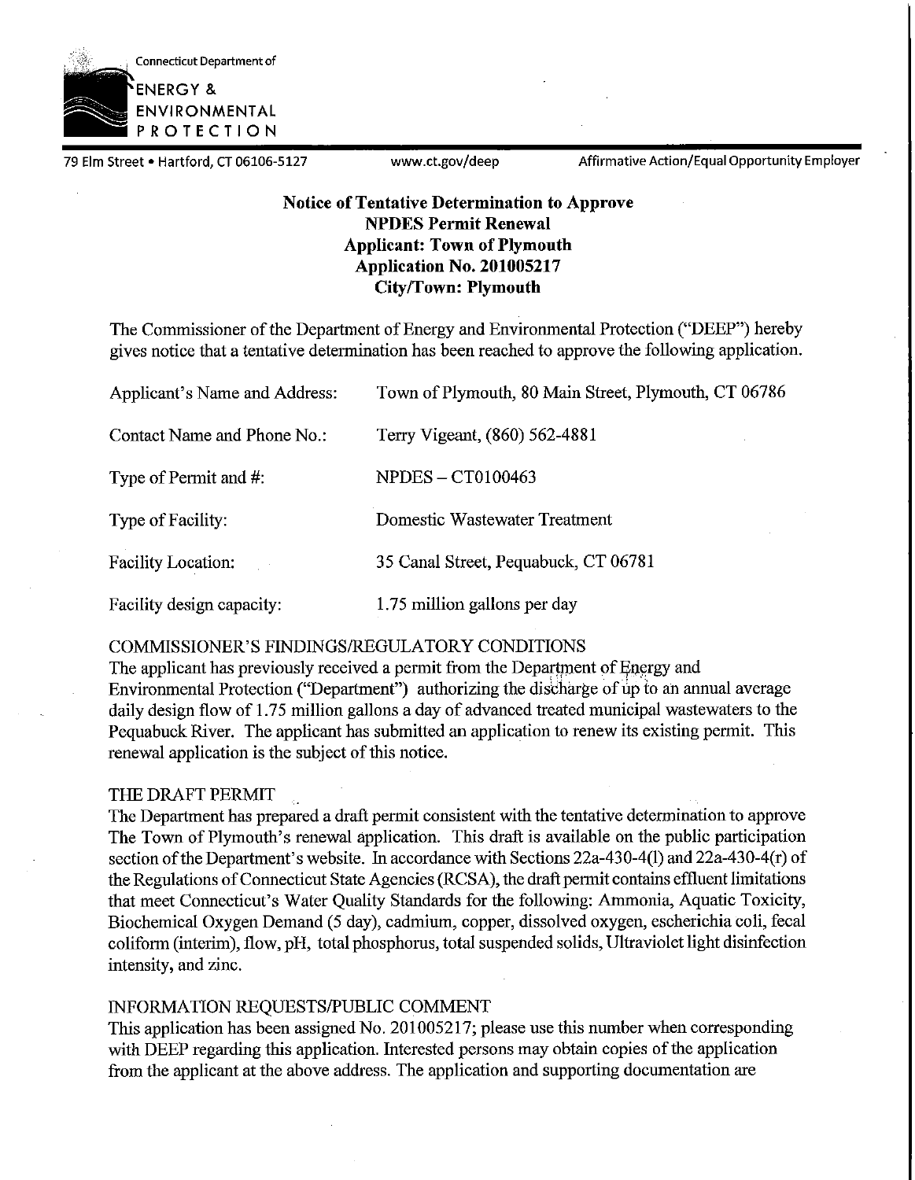Connecticut Department of

ENERGY & ENVIRONMENTAL PROTECTION

79 Elm Street • Hartford, CT 06106-5127 www.ct.gov/deep Affirmative Action/Equal Opportunity Employer

**Notice of Tentative Determination to Approve**
**NPDES Permit Renewal**
**Applicant: Town of Plymouth**
**Application No. 201005217**
**City/Town: Plymouth**

The Commissioner of the Department of Energy and Environmental Protection ("DEEP") hereby gives notice that a tentative determination has been reached to approve the following application.

| | |
|---|---|
| Applicant's Name and Address: | Town of Plymouth, 80 Main Street, Plymouth, CT 06786 |
| Contact Name and Phone No.: | Terry Vigeant, (860) 562-4881 |
| Type of Permit and #: | NPDES – CT0100463 |
| Type of Facility: | Domestic Wastewater Treatment |
| Facility Location: | 35 Canal Street, Pequabuck, CT 06781 |
| Facility design capacity: | 1.75 million gallons per day |

COMMISSIONER'S FINDINGS/REGULATORY CONDITIONS

The applicant has previously received a permit from the Department of Energy and Environmental Protection ("Department") authorizing the discharge of up to an annual average daily design flow of 1.75 million gallons a day of advanced treated municipal wastewaters to the Pequabuck River. The applicant has submitted an application to renew its existing permit. This renewal application is the subject of this notice.

THE DRAFT PERMIT

The Department has prepared a draft permit consistent with the tentative determination to approve The Town of Plymouth's renewal application. This draft is available on the public participation section of the Department's website. In accordance with Sections 22a-430-4(l) and 22a-430-4(r) of the Regulations of Connecticut State Agencies (RCSA), the draft permit contains effluent limitations that meet Connecticut's Water Quality Standards for the following: Ammonia, Aquatic Toxicity, Biochemical Oxygen Demand (5 day), cadmium, copper, dissolved oxygen, escherichia coli, fecal coliform (interim), flow, pH, total phosphorus, total suspended solids, Ultraviolet light disinfection intensity, and zinc.

INFORMATION REQUESTS/PUBLIC COMMENT

This application has been assigned No. 201005217; please use this number when corresponding with DEEP regarding this application. Interested persons may obtain copies of the application from the applicant at the above address. The application and supporting documentation are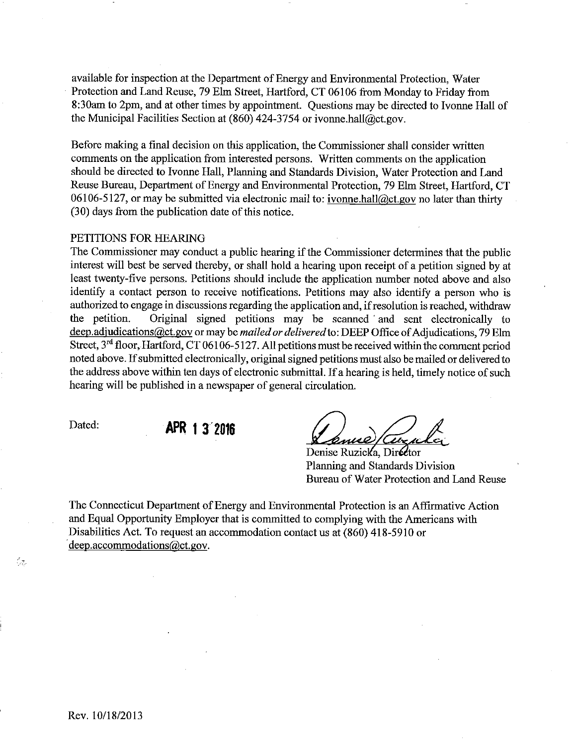available for inspection at the Department of Energy and Environmental Protection, Water Protection and Land Reuse, 79 Elm Street, Hartford, CT 06106 from Monday to Friday from 8:30am to 2pm, and at other times by appointment. Questions may be directed to Ivonne Hall of the Municipal Facilities Section at (860) 424-3754 or ivonne.hall@ct.gov.

Before making a final decision on this application, the Commissioner shall consider written comments on the application from interested persons. Written comments on the application should be directed to Ivonne Hall, Planning and Standards Division, Water Protection and Land Reuse Bureau, Department of Energy and Environmental Protection, 79 Elm Street, Hartford, CT 06106-5127, or may be submitted via electronic mail to: ivonne.hall@ct.gov no later than thirty (30) days from the publication date of this notice.

PETITIONS FOR HEARING

The Commissioner may conduct a public hearing if the Commissioner determines that the public interest will best be served thereby, or shall hold a hearing upon receipt of a petition signed by at least twenty-five persons. Petitions should include the application number noted above and also identify a contact person to receive notifications. Petitions may also identify a person who is authorized to engage in discussions regarding the application and, if resolution is reached, withdraw the petition. Original signed petitions may be scanned and sent electronically to deep.adjudications@ct.gov or may be *mailed or delivered* to: DEEP Office of Adjudications, 79 Elm Street, 3rd floor, Hartford, CT 06106-5127. All petitions must be received within the comment period noted above. If submitted electronically, original signed petitions must also be mailed or delivered to the address above within ten days of electronic submittal. If a hearing is held, timely notice of such hearing will be published in a newspaper of general circulation.

Dated: **APR 13 2016**

Denise Ruzicka, Director
Planning and Standards Division
Bureau of Water Protection and Land Reuse

The Connecticut Department of Energy and Environmental Protection is an Affirmative Action and Equal Opportunity Employer that is committed to complying with the Americans with Disabilities Act. To request an accommodation contact us at (860) 418-5910 or deep.accommodations@ct.gov.

Rev. 10/18/2013